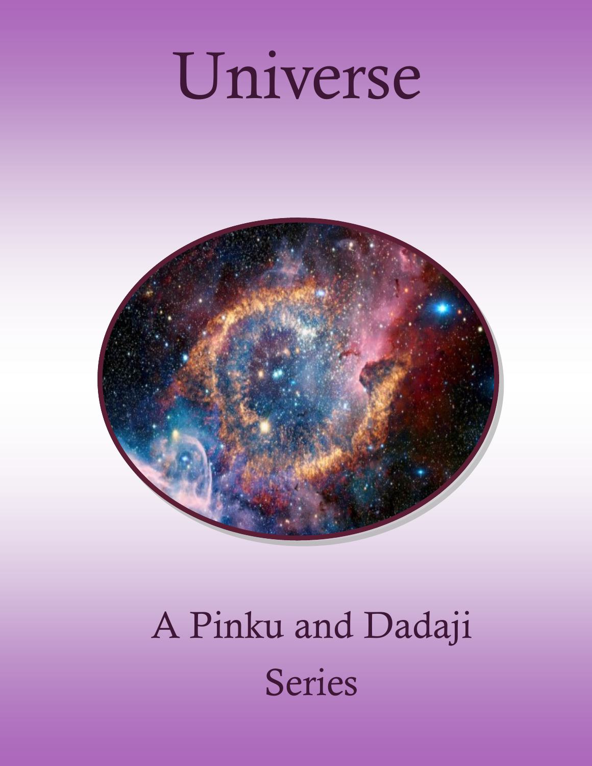# Universe

A Pinku and Dadaji Series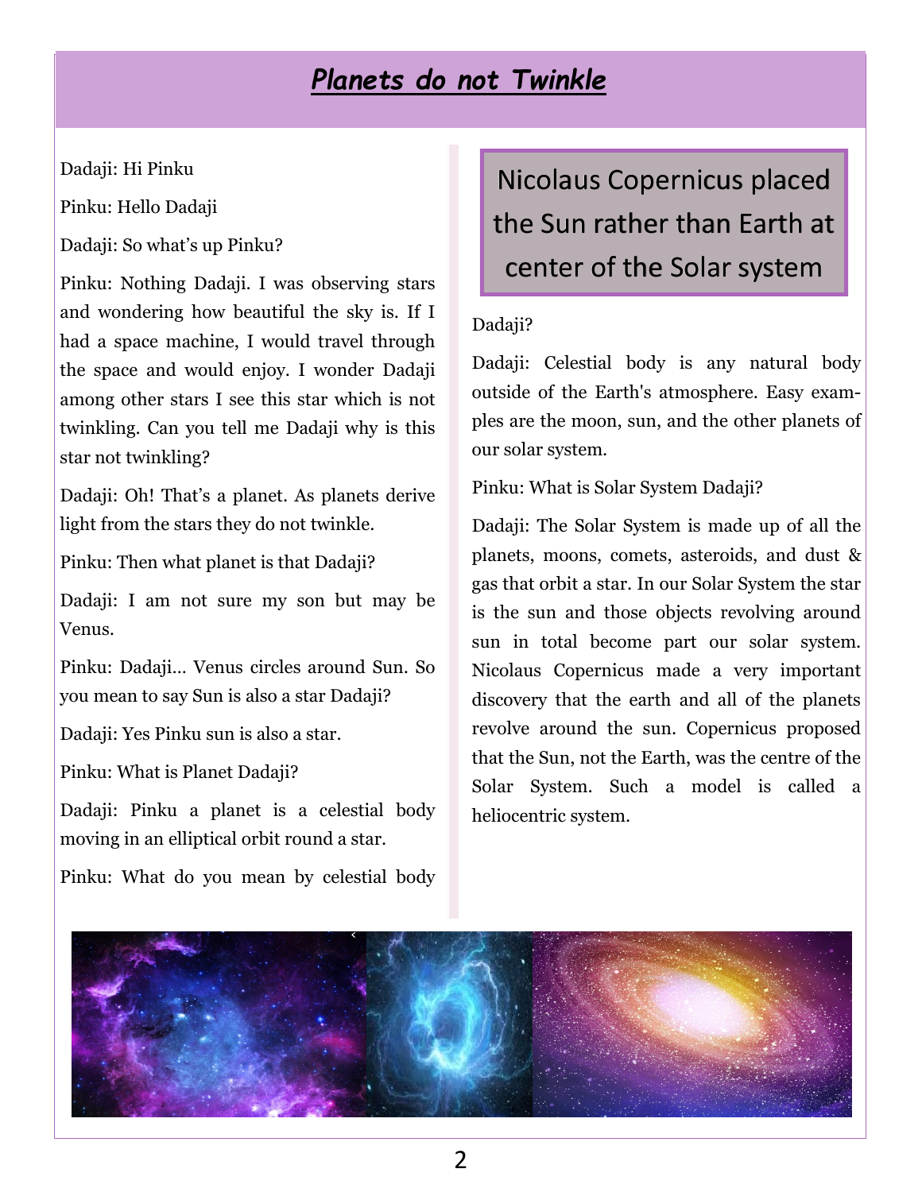# ***Planets do not Twinkle***

Dadaji: Hi Pinku

Pinku: Hello Dadaji

Dadaji: So what's up Pinku?

Pinku: Nothing Dadaji. I was observing stars and wondering how beautiful the sky is. If I had a space machine, I would travel through the space and would enjoy. I wonder Dadaji among other stars I see this star which is not twinkling. Can you tell me Dadaji why is this star not twinkling?

Dadaji: Oh! That's a planet. As planets derive light from the stars they do not twinkle.

Pinku: Then what planet is that Dadaji?

Dadaji: I am not sure my son but may be Venus.

Pinku: Dadaji… Venus circles around Sun. So you mean to say Sun is also a star Dadaji?

Dadaji: Yes Pinku sun is also a star.

Pinku: What is Planet Dadaji?

Dadaji: Pinku a planet is a celestial body moving in an elliptical orbit round a star.

Pinku: What do you mean by celestial body Dadaji?

> Nicolaus Copernicus placed the Sun rather than Earth at center of the Solar system

Dadaji: Celestial body is any natural body outside of the Earth's atmosphere. Easy examples are the moon, sun, and the other planets of our solar system.

Pinku: What is Solar System Dadaji?

Dadaji: The Solar System is made up of all the planets, moons, comets, asteroids, and dust & gas that orbit a star. In our Solar System the star is the sun and those objects revolving around sun in total become part our solar system. Nicolaus Copernicus made a very important discovery that the earth and all of the planets revolve around the sun. Copernicus proposed that the Sun, not the Earth, was the centre of the Solar System. Such a model is called a heliocentric system.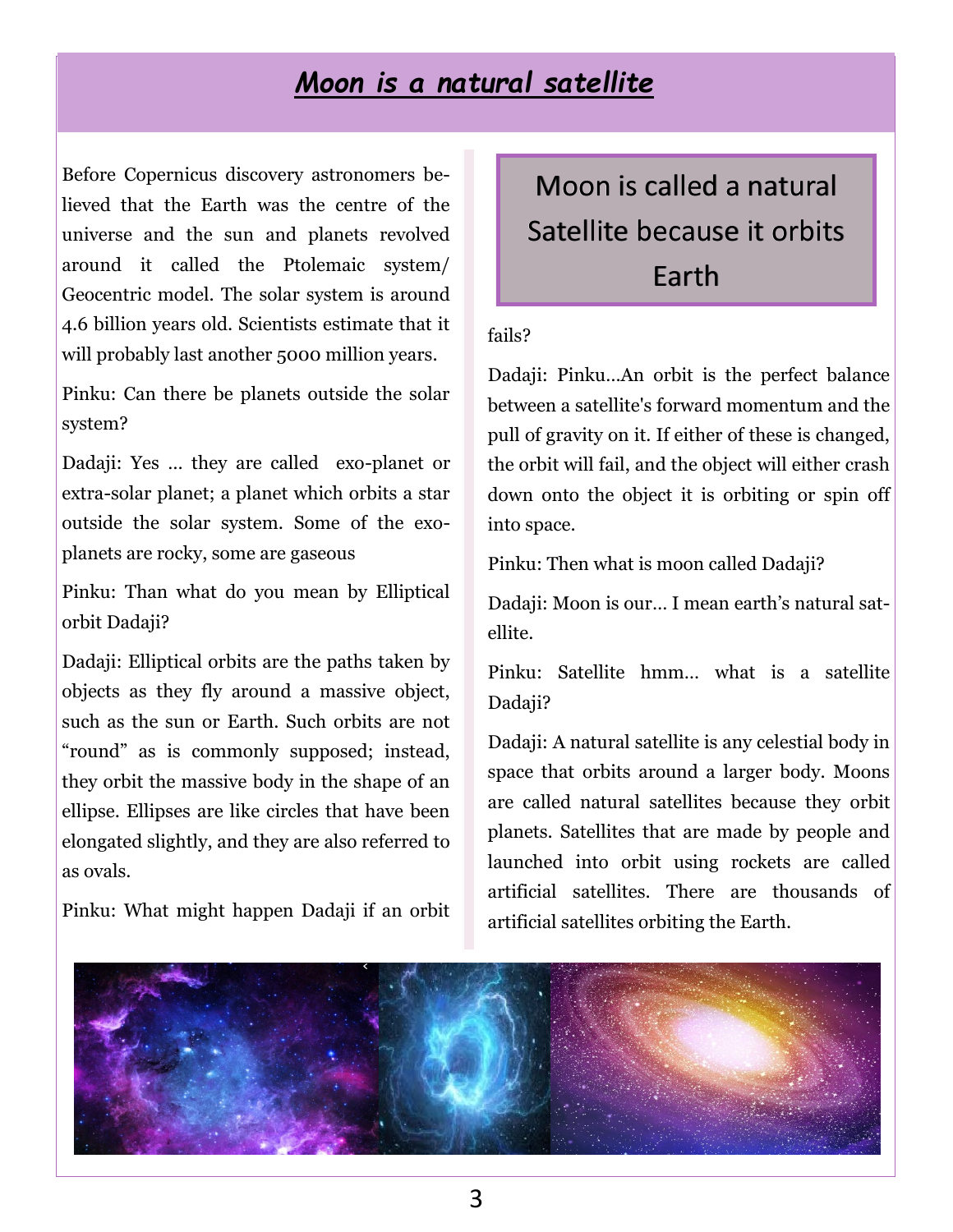# *Moon is a natural satellite*

Before Copernicus discovery astronomers believed that the Earth was the centre of the universe and the sun and planets revolved around it called the Ptolemaic system/ Geocentric model. The solar system is around 4.6 billion years old. Scientists estimate that it will probably last another 5000 million years.

Pinku: Can there be planets outside the solar system?

Dadaji: Yes … they are called exo-planet or extra-solar planet; a planet which orbits a star outside the solar system. Some of the exo-planets are rocky, some are gaseous

Pinku: Than what do you mean by Elliptical orbit Dadaji?

Dadaji: Elliptical orbits are the paths taken by objects as they fly around a massive object, such as the sun or Earth. Such orbits are not "round" as is commonly supposed; instead, they orbit the massive body in the shape of an ellipse. Ellipses are like circles that have been elongated slightly, and they are also referred to as ovals.

Pinku: What might happen Dadaji if an orbit fails?

Dadaji: Pinku…An orbit is the perfect balance between a satellite's forward momentum and the pull of gravity on it. If either of these is changed, the orbit will fail, and the object will either crash down onto the object it is orbiting or spin off into space.

Pinku: Then what is moon called Dadaji?

Dadaji: Moon is our… I mean earth's natural satellite.

Pinku: Satellite hmm… what is a satellite Dadaji?

Dadaji: A natural satellite is any celestial body in space that orbits around a larger body. Moons are called natural satellites because they orbit planets. Satellites that are made by people and launched into orbit using rockets are called artificial satellites. There are thousands of artificial satellites orbiting the Earth.

> Moon is called a natural Satellite because it orbits Earth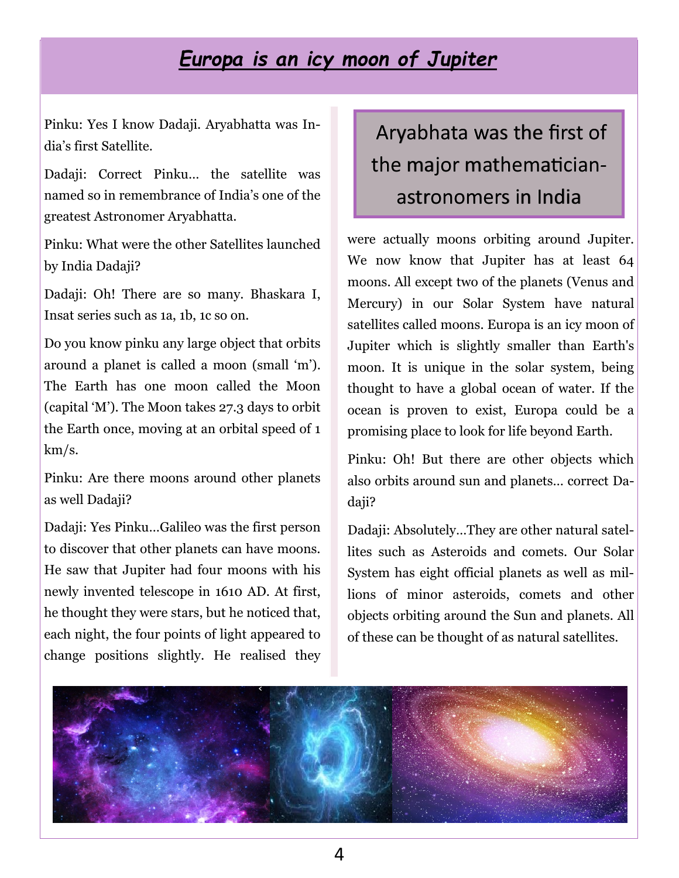# *Europa is an icy moon of Jupiter*

Pinku: Yes I know Dadaji. Aryabhatta was India's first Satellite.

Dadaji: Correct Pinku… the satellite was named so in remembrance of India's one of the greatest Astronomer Aryabhatta.

Pinku: What were the other Satellites launched by India Dadaji?

Dadaji: Oh! There are so many. Bhaskara I, Insat series such as 1a, 1b, 1c so on.

Do you know pinku any large object that orbits around a planet is called a moon (small 'm'). The Earth has one moon called the Moon (capital 'M'). The Moon takes 27.3 days to orbit the Earth once, moving at an orbital speed of 1 km/s.

Pinku: Are there moons around other planets as well Dadaji?

Dadaji: Yes Pinku…Galileo was the first person to discover that other planets can have moons. He saw that Jupiter had four moons with his newly invented telescope in 1610 AD. At first, he thought they were stars, but he noticed that, each night, the four points of light appeared to change positions slightly. He realised they were actually moons orbiting around Jupiter. We now know that Jupiter has at least 64 moons. All except two of the planets (Venus and Mercury) in our Solar System have natural satellites called moons. Europa is an icy moon of Jupiter which is slightly smaller than Earth's moon. It is unique in the solar system, being thought to have a global ocean of water. If the ocean is proven to exist, Europa could be a promising place to look for life beyond Earth.

> Aryabhata was the first of the major mathematician-astronomers in India

Pinku: Oh! But there are other objects which also orbits around sun and planets… correct Dadaji?

Dadaji: Absolutely…They are other natural satellites such as Asteroids and comets. Our Solar System has eight official planets as well as millions of minor asteroids, comets and other objects orbiting around the Sun and planets. All of these can be thought of as natural satellites.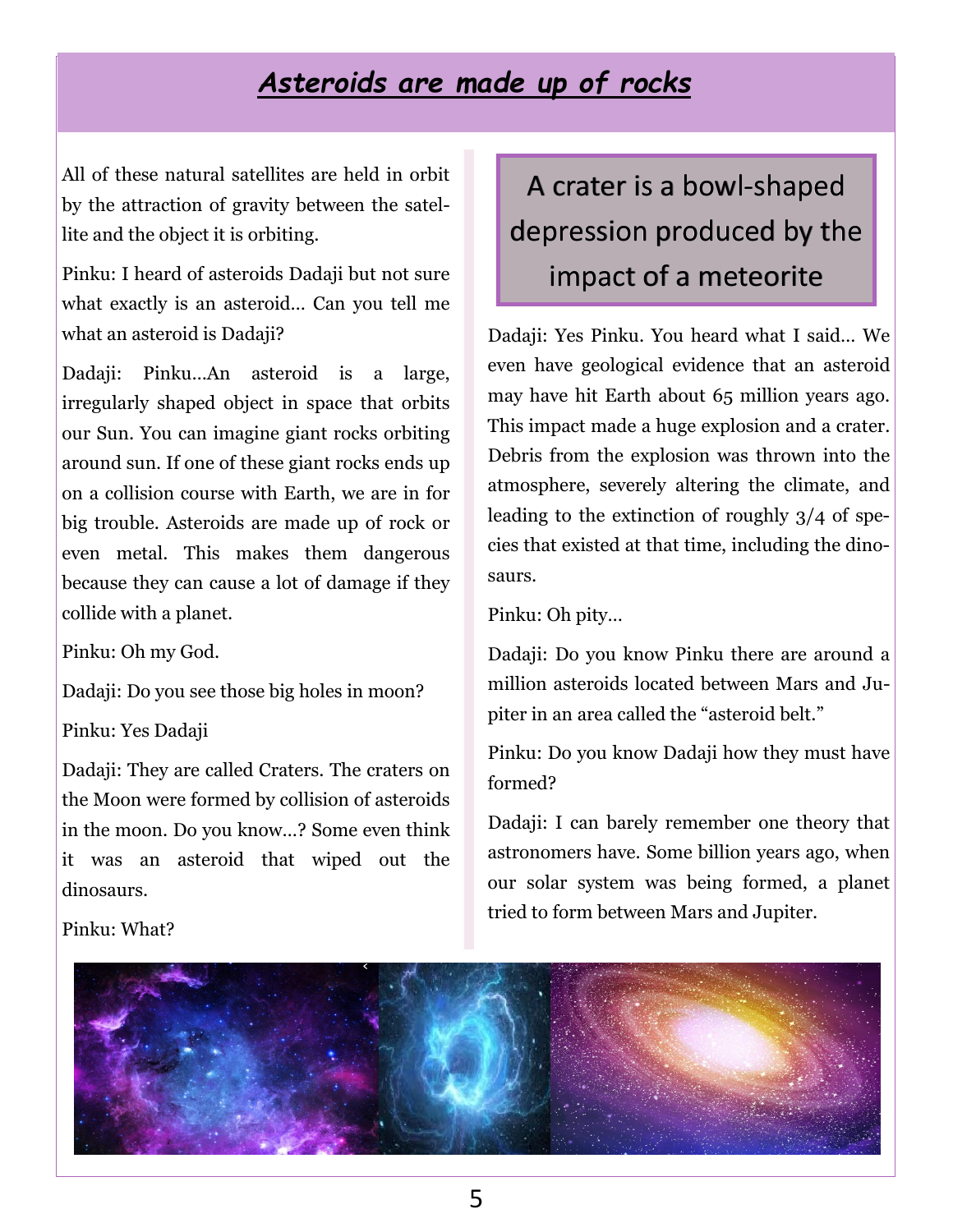## ***Asteroids are made up of rocks***

All of these natural satellites are held in orbit by the attraction of gravity between the satellite and the object it is orbiting.

Pinku: I heard of asteroids Dadaji but not sure what exactly is an asteroid… Can you tell me what an asteroid is Dadaji?

Dadaji: Pinku…An asteroid is a large, irregularly shaped object in space that orbits our Sun. You can imagine giant rocks orbiting around sun. If one of these giant rocks ends up on a collision course with Earth, we are in for big trouble. Asteroids are made up of rock or even metal. This makes them dangerous because they can cause a lot of damage if they collide with a planet.

Pinku: Oh my God.

Dadaji: Do you see those big holes in moon?

Pinku: Yes Dadaji

Dadaji: They are called Craters. The craters on the Moon were formed by collision of asteroids in the moon. Do you know…? Some even think it was an asteroid that wiped out the dinosaurs.

Pinku: What?

> A crater is a bowl-shaped depression produced by the impact of a meteorite

Dadaji: Yes Pinku. You heard what I said… We even have geological evidence that an asteroid may have hit Earth about 65 million years ago. This impact made a huge explosion and a crater. Debris from the explosion was thrown into the atmosphere, severely altering the climate, and leading to the extinction of roughly 3/4 of species that existed at that time, including the dinosaurs.

Pinku: Oh pity…

Dadaji: Do you know Pinku there are around a million asteroids located between Mars and Jupiter in an area called the "asteroid belt."

Pinku: Do you know Dadaji how they must have formed?

Dadaji: I can barely remember one theory that astronomers have. Some billion years ago, when our solar system was being formed, a planet tried to form between Mars and Jupiter.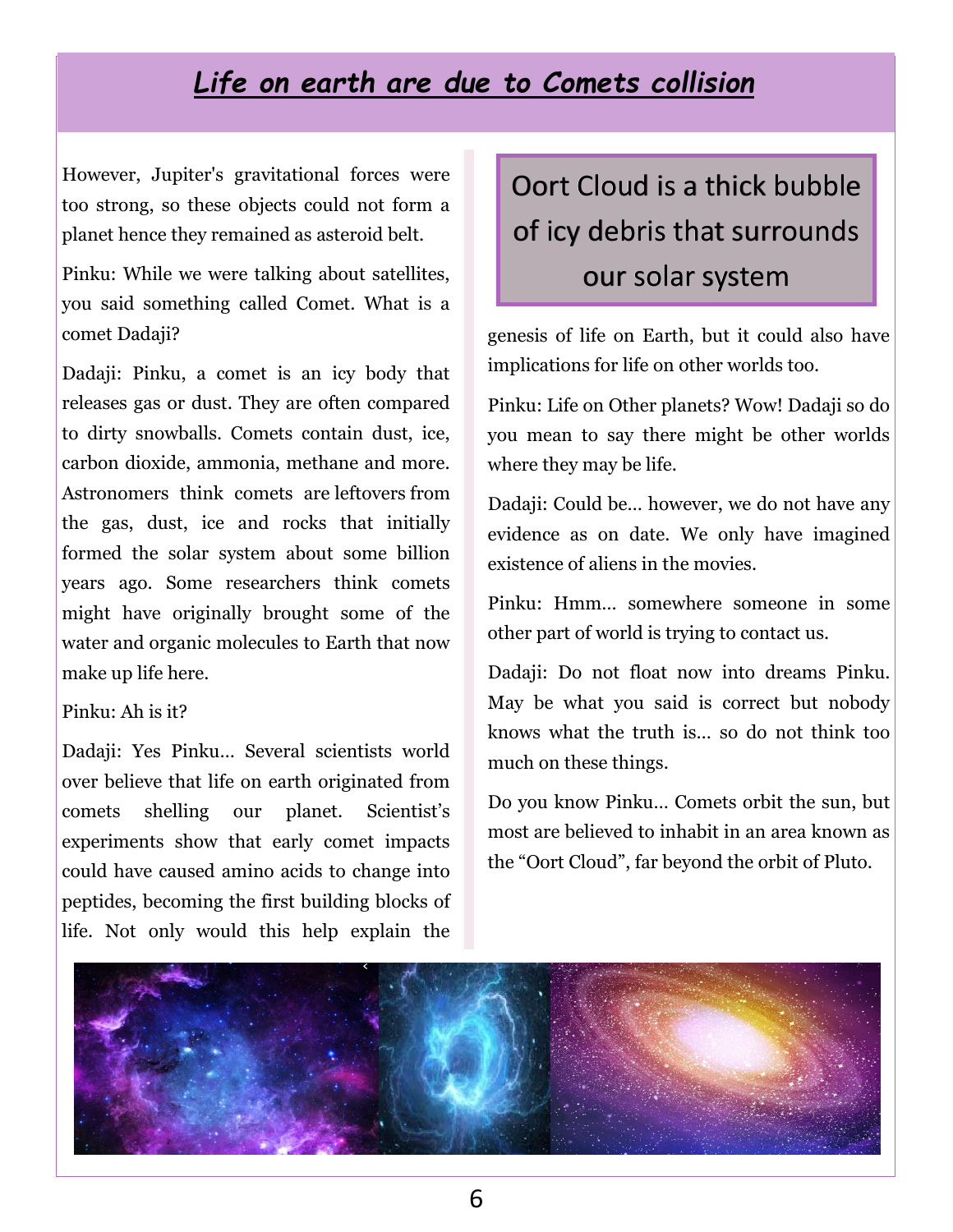# *Life on earth are due to Comets collision*

However, Jupiter's gravitational forces were too strong, so these objects could not form a planet hence they remained as asteroid belt.

Pinku: While we were talking about satellites, you said something called Comet. What is a comet Dadaji?

Dadaji: Pinku, a comet is an icy body that releases gas or dust. They are often compared to dirty snowballs. Comets contain dust, ice, carbon dioxide, ammonia, methane and more. Astronomers think comets are leftovers from the gas, dust, ice and rocks that initially formed the solar system about some billion years ago. Some researchers think comets might have originally brought some of the water and organic molecules to Earth that now make up life here.

Pinku: Ah is it?

Dadaji: Yes Pinku… Several scientists world over believe that life on earth originated from comets shelling our planet. Scientist's experiments show that early comet impacts could have caused amino acids to change into peptides, becoming the first building blocks of life. Not only would this help explain the genesis of life on Earth, but it could also have implications for life on other worlds too.

> Oort Cloud is a thick bubble of icy debris that surrounds our solar system

Pinku: Life on Other planets? Wow! Dadaji so do you mean to say there might be other worlds where they may be life.

Dadaji: Could be… however, we do not have any evidence as on date. We only have imagined existence of aliens in the movies.

Pinku: Hmm… somewhere someone in some other part of world is trying to contact us.

Dadaji: Do not float now into dreams Pinku. May be what you said is correct but nobody knows what the truth is… so do not think too much on these things.

Do you know Pinku… Comets orbit the sun, but most are believed to inhabit in an area known as the "Oort Cloud", far beyond the orbit of Pluto.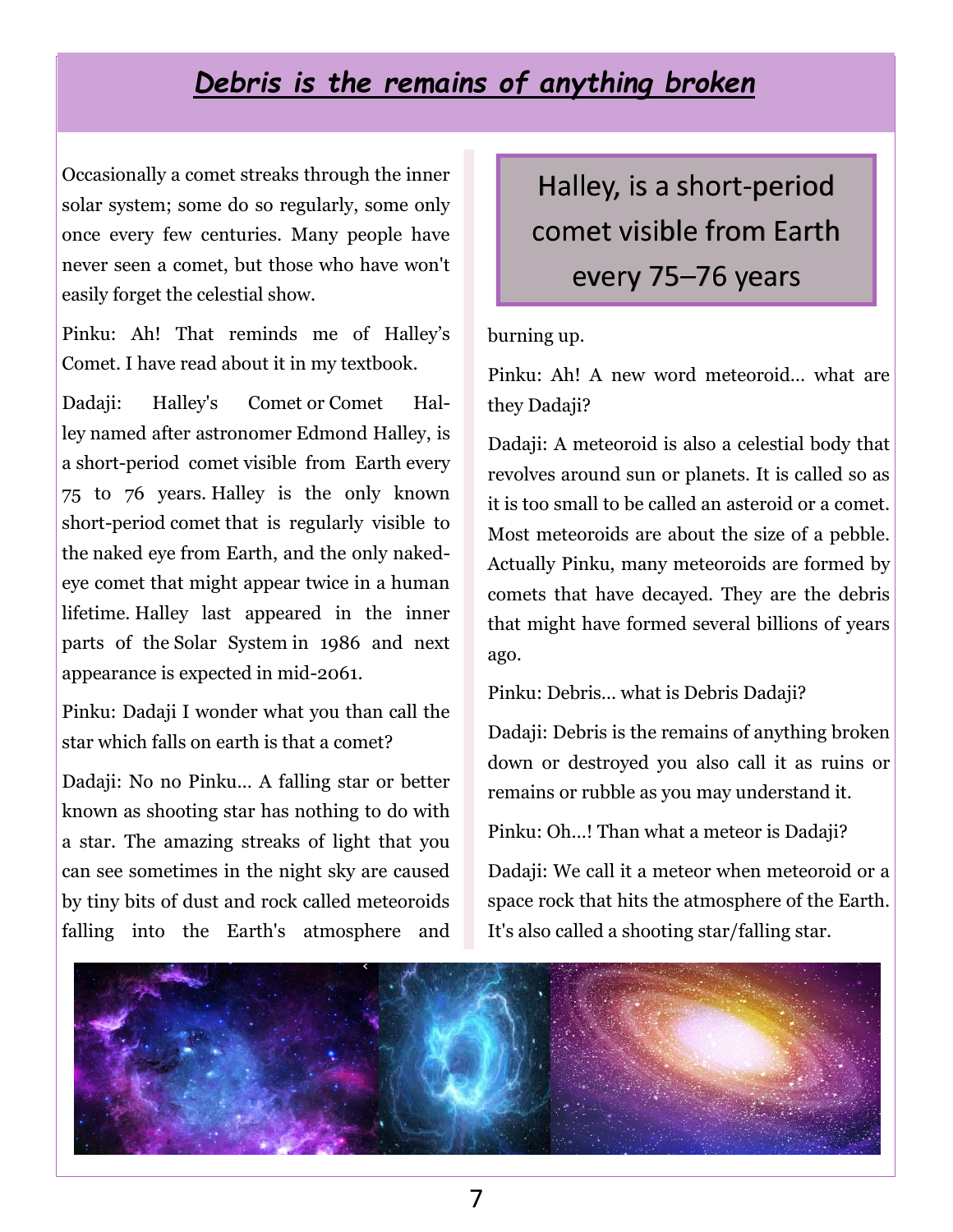# *Debris is the remains of anything broken*

Occasionally a comet streaks through the inner solar system; some do so regularly, some only once every few centuries. Many people have never seen a comet, but those who have won't easily forget the celestial show.

Pinku: Ah! That reminds me of Halley's Comet. I have read about it in my textbook.

Dadaji: Halley's Comet or Comet Halley named after astronomer Edmond Halley, is a short-period comet visible from Earth every 75 to 76 years. Halley is the only known short-period comet that is regularly visible to the naked eye from Earth, and the only naked-eye comet that might appear twice in a human lifetime. Halley last appeared in the inner parts of the Solar System in 1986 and next appearance is expected in mid-2061.

Pinku: Dadaji I wonder what you than call the star which falls on earth is that a comet?

Dadaji: No no Pinku… A falling star or better known as shooting star has nothing to do with a star. The amazing streaks of light that you can see sometimes in the night sky are caused by tiny bits of dust and rock called meteoroids falling into the Earth's atmosphere and burning up.

> Halley, is a short-period comet visible from Earth every 75–76 years

Pinku: Ah! A new word meteoroid… what are they Dadaji?

Dadaji: A meteoroid is also a celestial body that revolves around sun or planets. It is called so as it is too small to be called an asteroid or a comet. Most meteoroids are about the size of a pebble. Actually Pinku, many meteoroids are formed by comets that have decayed. They are the debris that might have formed several billions of years ago.

Pinku: Debris… what is Debris Dadaji?

Dadaji: Debris is the remains of anything broken down or destroyed you also call it as ruins or remains or rubble as you may understand it.

Pinku: Oh…! Than what a meteor is Dadaji?

Dadaji: We call it a meteor when meteoroid or a space rock that hits the atmosphere of the Earth. It's also called a shooting star/falling star.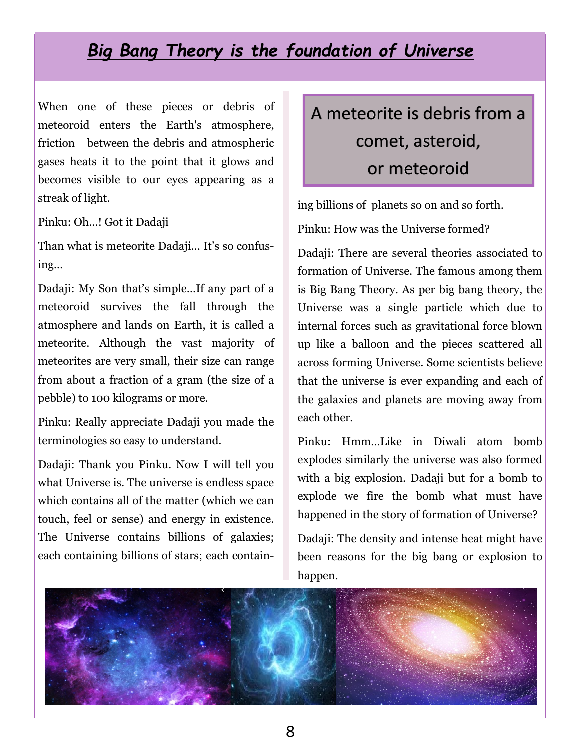## *Big Bang Theory is the foundation of Universe*

When one of these pieces or debris of meteoroid enters the Earth's atmosphere, friction between the debris and atmospheric gases heats it to the point that it glows and becomes visible to our eyes appearing as a streak of light.

Pinku: Oh...! Got it Dadaji

Than what is meteorite Dadaji... It's so confusing...

Dadaji: My Son that's simple...If any part of a meteoroid survives the fall through the atmosphere and lands on Earth, it is called a meteorite. Although the vast majority of meteorites are very small, their size can range from about a fraction of a gram (the size of a pebble) to 100 kilograms or more.

Pinku: Really appreciate Dadaji you made the terminologies so easy to understand.

Dadaji: Thank you Pinku. Now I will tell you what Universe is. The universe is endless space which contains all of the matter (which we can touch, feel or sense) and energy in existence. The Universe contains billions of galaxies; each containing billions of stars; each containing billions of planets so on and so forth.

> A meteorite is debris from a comet, asteroid, or meteoroid

Pinku: How was the Universe formed?

Dadaji: There are several theories associated to formation of Universe. The famous among them is Big Bang Theory. As per big bang theory, the Universe was a single particle which due to internal forces such as gravitational force blown up like a balloon and the pieces scattered all across forming Universe. Some scientists believe that the universe is ever expanding and each of the galaxies and planets are moving away from each other.

Pinku: Hmm...Like in Diwali atom bomb explodes similarly the universe was also formed with a big explosion. Dadaji but for a bomb to explode we fire the bomb what must have happened in the story of formation of Universe?

Dadaji: The density and intense heat might have been reasons for the big bang or explosion to happen.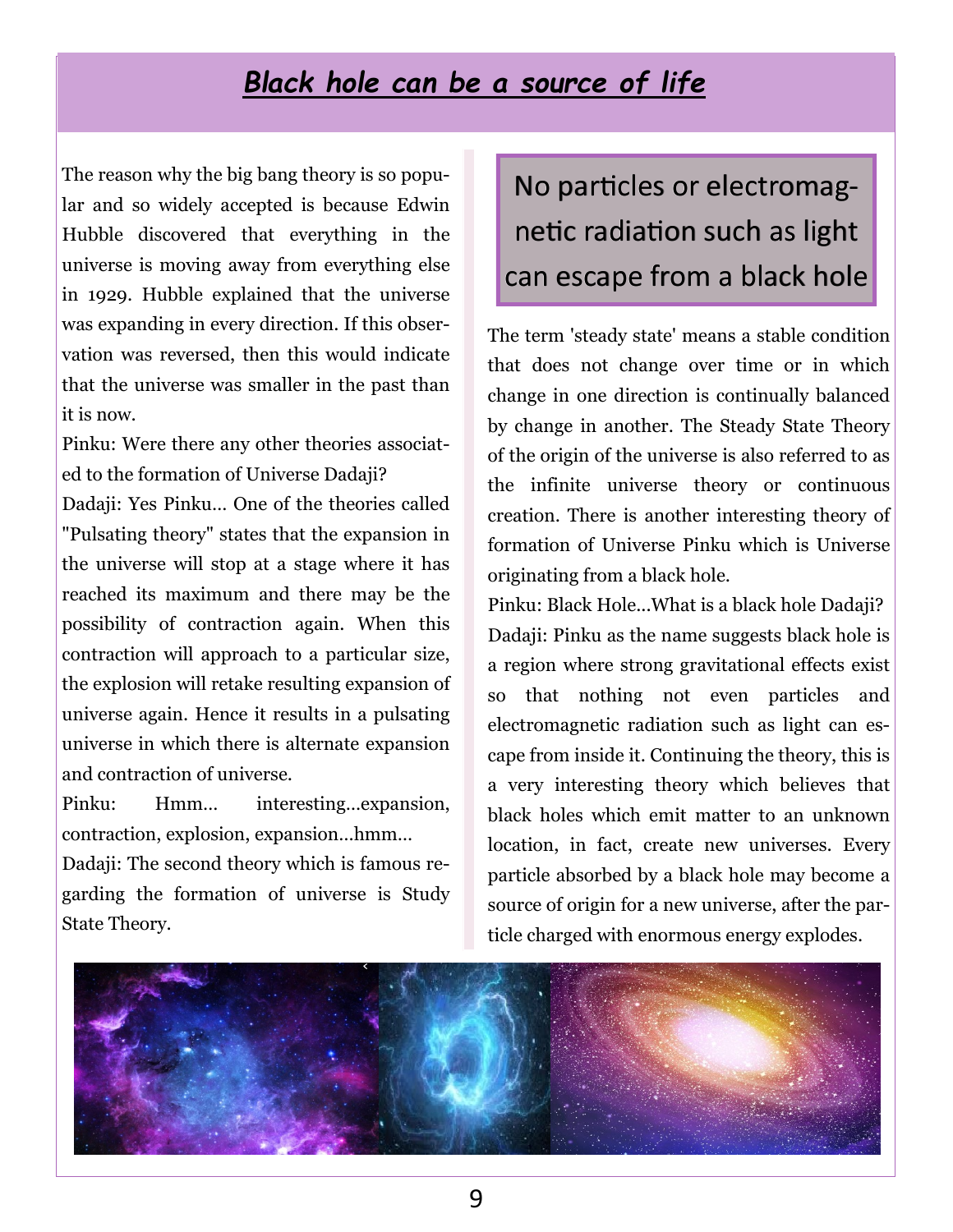# *Black hole can be a source of life*

The reason why the big bang theory is so popular and so widely accepted is because Edwin Hubble discovered that everything in the universe is moving away from everything else in 1929. Hubble explained that the universe was expanding in every direction. If this observation was reversed, then this would indicate that the universe was smaller in the past than it is now.

Pinku: Were there any other theories associated to the formation of Universe Dadaji?

Dadaji: Yes Pinku... One of the theories called "Pulsating theory" states that the expansion in the universe will stop at a stage where it has reached its maximum and there may be the possibility of contraction again. When this contraction will approach to a particular size, the explosion will retake resulting expansion of universe again. Hence it results in a pulsating universe in which there is alternate expansion and contraction of universe.

Pinku: Hmm... interesting...expansion, contraction, explosion, expansion...hmm...

Dadaji: The second theory which is famous regarding the formation of universe is Study State Theory.

> No particles or electromagnetic radiation such as light can escape from a black hole

The term 'steady state' means a stable condition that does not change over time or in which change in one direction is continually balanced by change in another. The Steady State Theory of the origin of the universe is also referred to as the infinite universe theory or continuous creation. There is another interesting theory of formation of Universe Pinku which is Universe originating from a black hole.

Pinku: Black Hole...What is a black hole Dadaji?

Dadaji: Pinku as the name suggests black hole is a region where strong gravitational effects exist so that nothing not even particles and electromagnetic radiation such as light can escape from inside it. Continuing the theory, this is a very interesting theory which believes that black holes which emit matter to an unknown location, in fact, create new universes. Every particle absorbed by a black hole may become a source of origin for a new universe, after the particle charged with enormous energy explodes.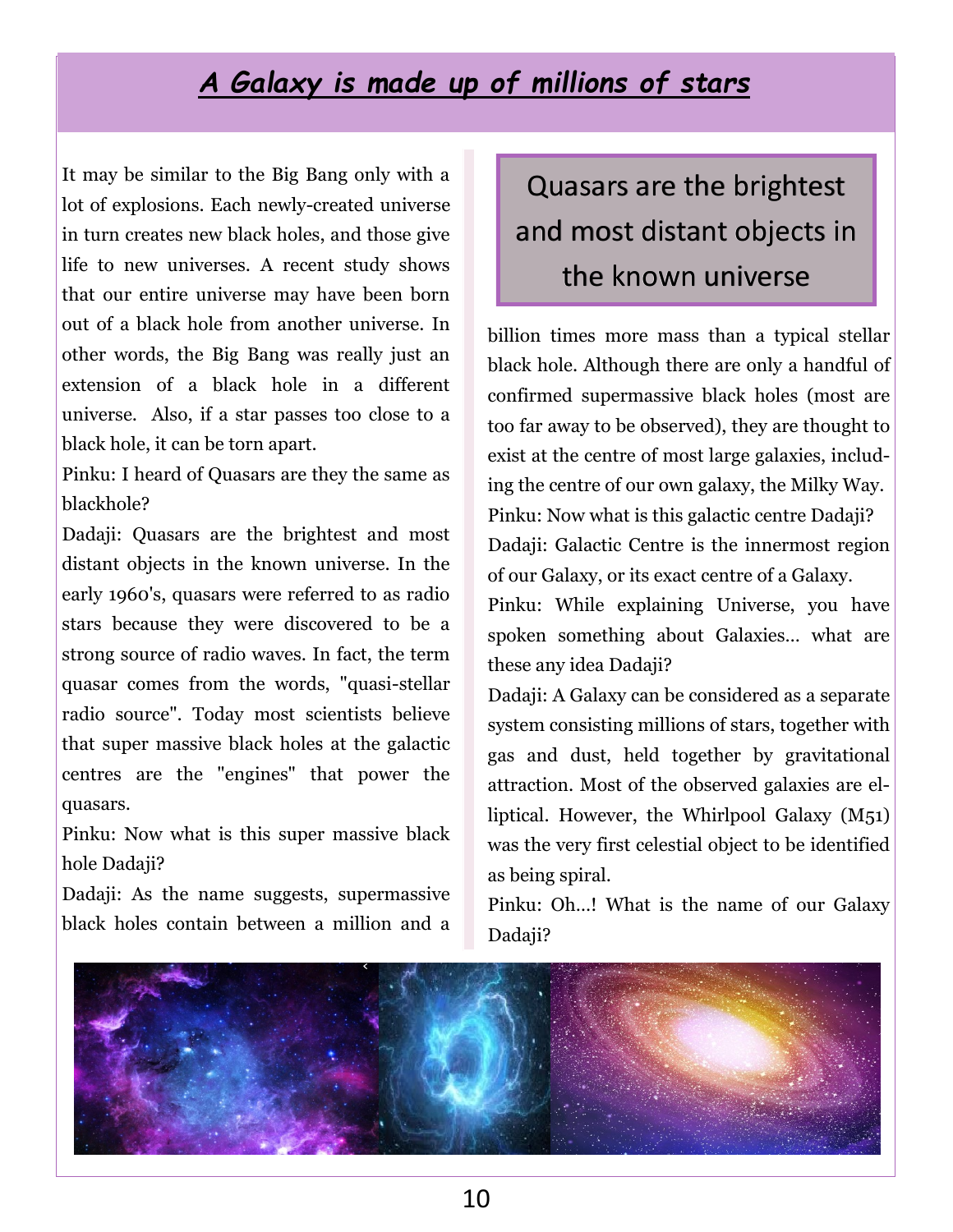## *A Galaxy is made up of millions of stars*

It may be similar to the Big Bang only with a lot of explosions. Each newly-created universe in turn creates new black holes, and those give life to new universes. A recent study shows that our entire universe may have been born out of a black hole from another universe. In other words, the Big Bang was really just an extension of a black hole in a different universe. Also, if a star passes too close to a black hole, it can be torn apart.

Pinku: I heard of Quasars are they the same as blackhole?

Dadaji: Quasars are the brightest and most distant objects in the known universe. In the early 1960's, quasars were referred to as radio stars because they were discovered to be a strong source of radio waves. In fact, the term quasar comes from the words, "quasi-stellar radio source". Today most scientists believe that super massive black holes at the galactic centres are the "engines" that power the quasars.

Pinku: Now what is this super massive black hole Dadaji?

Dadaji: As the name suggests, supermassive black holes contain between a million and a billion times more mass than a typical stellar black hole. Although there are only a handful of confirmed supermassive black holes (most are too far away to be observed), they are thought to exist at the centre of most large galaxies, including the centre of our own galaxy, the Milky Way.

> Quasars are the brightest and most distant objects in the known universe

Pinku: Now what is this galactic centre Dadaji?

Dadaji: Galactic Centre is the innermost region of our Galaxy, or its exact centre of a Galaxy.

Pinku: While explaining Universe, you have spoken something about Galaxies... what are these any idea Dadaji?

Dadaji: A Galaxy can be considered as a separate system consisting millions of stars, together with gas and dust, held together by gravitational attraction. Most of the observed galaxies are elliptical. However, the Whirlpool Galaxy (M51) was the very first celestial object to be identified as being spiral.

Pinku: Oh...! What is the name of our Galaxy Dadaji?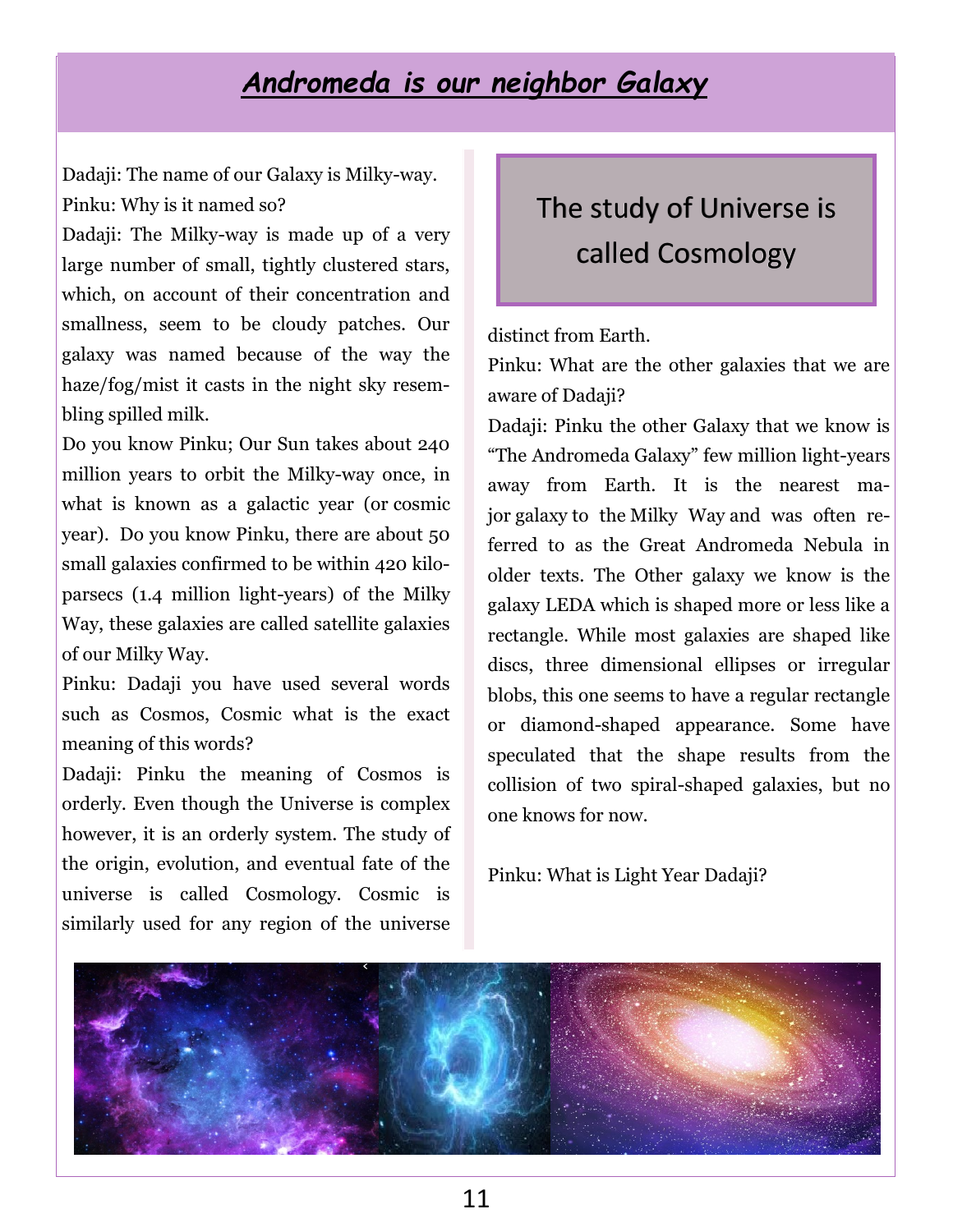# *Andromeda is our neighbor Galaxy*

Dadaji: The name of our Galaxy is Milky-way.

Pinku: Why is it named so?

Dadaji: The Milky-way is made up of a very large number of small, tightly clustered stars, which, on account of their concentration and smallness, seem to be cloudy patches. Our galaxy was named because of the way the haze/fog/mist it casts in the night sky resembling spilled milk.

Do you know Pinku; Our Sun takes about 240 million years to orbit the Milky-way once, in what is known as a galactic year (or cosmic year). Do you know Pinku, there are about 50 small galaxies confirmed to be within 420 kiloparsecs (1.4 million light-years) of the Milky Way, these galaxies are called satellite galaxies of our Milky Way.

Pinku: Dadaji you have used several words such as Cosmos, Cosmic what is the exact meaning of this words?

Dadaji: Pinku the meaning of Cosmos is orderly. Even though the Universe is complex however, it is an orderly system. The study of the origin, evolution, and eventual fate of the universe is called Cosmology. Cosmic is similarly used for any region of the universe distinct from Earth.

> The study of Universe is called Cosmology

Pinku: What are the other galaxies that we are aware of Dadaji?

Dadaji: Pinku the other Galaxy that we know is "The Andromeda Galaxy" few million light-years away from Earth. It is the nearest major galaxy to the Milky Way and was often referred to as the Great Andromeda Nebula in older texts. The Other galaxy we know is the galaxy LEDA which is shaped more or less like a rectangle. While most galaxies are shaped like discs, three dimensional ellipses or irregular blobs, this one seems to have a regular rectangle or diamond-shaped appearance. Some have speculated that the shape results from the collision of two spiral-shaped galaxies, but no one knows for now.

Pinku: What is Light Year Dadaji?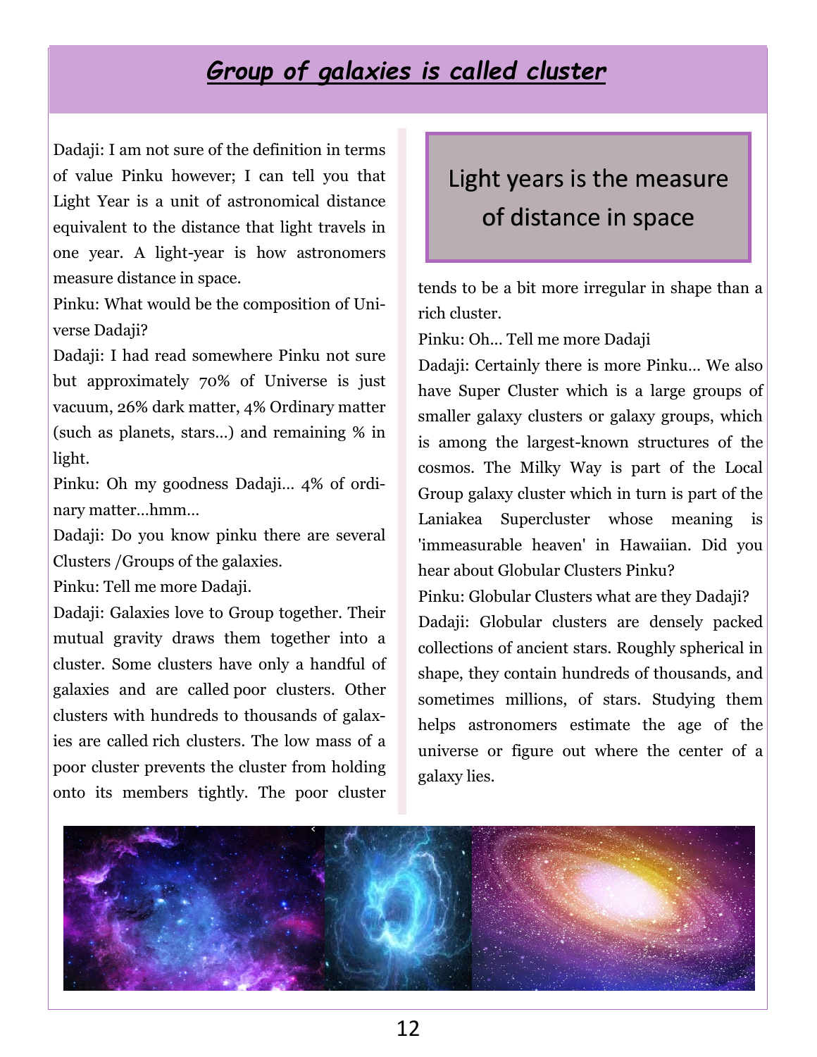# ***Group of galaxies is called cluster***

Dadaji: I am not sure of the definition in terms of value Pinku however; I can tell you that Light Year is a unit of astronomical distance equivalent to the distance that light travels in one year. A light-year is how astronomers measure distance in space.

Pinku: What would be the composition of Universe Dadaji?

Dadaji: I had read somewhere Pinku not sure but approximately 70% of Universe is just vacuum, 26% dark matter, 4% Ordinary matter (such as planets, stars…) and remaining % in light.

Pinku: Oh my goodness Dadaji… 4% of ordinary matter…hmm…

Dadaji: Do you know pinku there are several Clusters /Groups of the galaxies.

Pinku: Tell me more Dadaji.

Dadaji: Galaxies love to Group together. Their mutual gravity draws them together into a cluster. Some clusters have only a handful of galaxies and are called poor clusters. Other clusters with hundreds to thousands of galaxies are called rich clusters. The low mass of a poor cluster prevents the cluster from holding onto its members tightly. The poor cluster tends to be a bit more irregular in shape than a rich cluster.

> Light years is the measure of distance in space

Pinku: Oh… Tell me more Dadaji

Dadaji: Certainly there is more Pinku… We also have Super Cluster which is a large groups of smaller galaxy clusters or galaxy groups, which is among the largest-known structures of the cosmos. The Milky Way is part of the Local Group galaxy cluster which in turn is part of the Laniakea Supercluster whose meaning is 'immeasurable heaven' in Hawaiian. Did you hear about Globular Clusters Pinku?

Pinku: Globular Clusters what are they Dadaji?

Dadaji: Globular clusters are densely packed collections of ancient stars. Roughly spherical in shape, they contain hundreds of thousands, and sometimes millions, of stars. Studying them helps astronomers estimate the age of the universe or figure out where the center of a galaxy lies.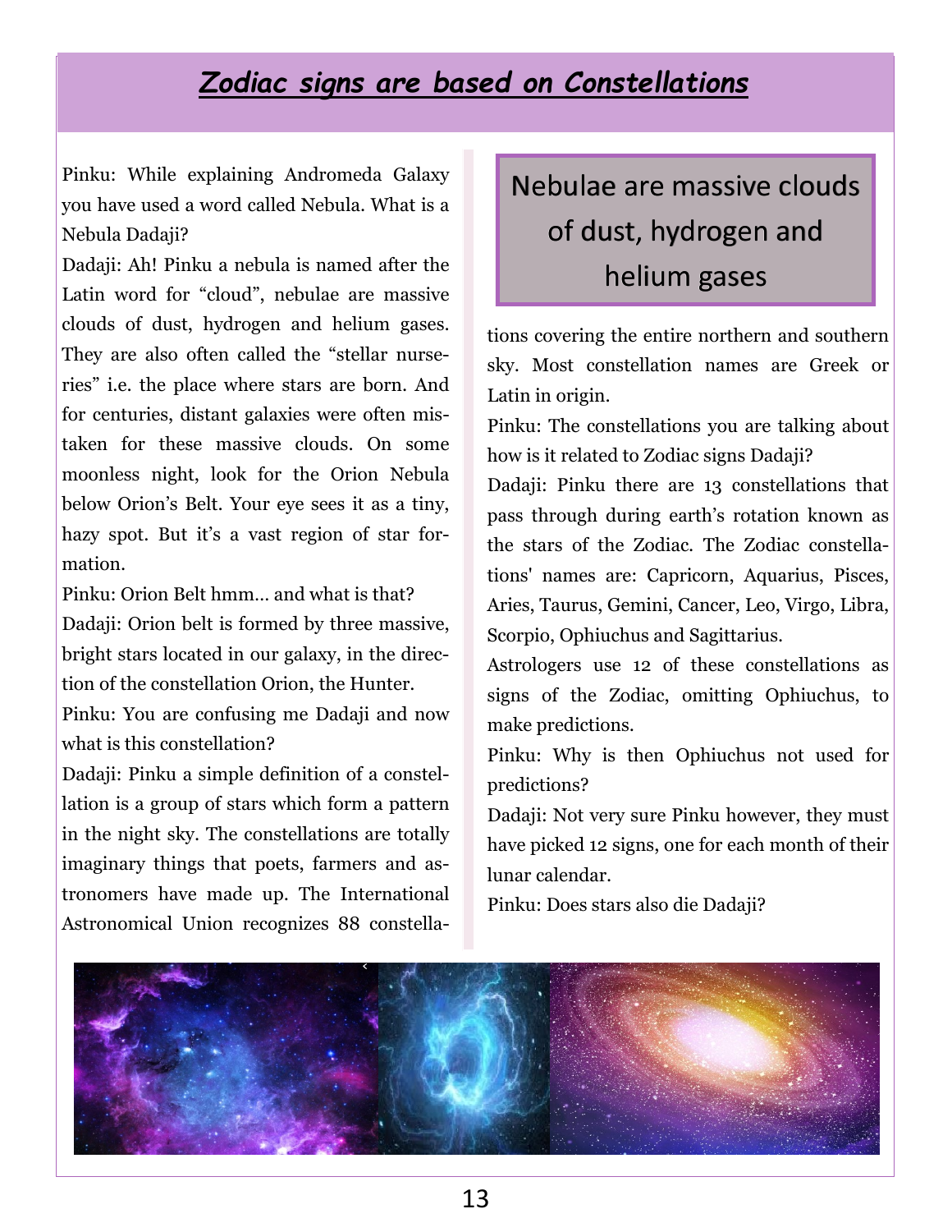# *Zodiac signs are based on Constellations*

Pinku: While explaining Andromeda Galaxy you have used a word called Nebula. What is a Nebula Dadaji?

Dadaji: Ah! Pinku a nebula is named after the Latin word for “cloud”, nebulae are massive clouds of dust, hydrogen and helium gases. They are also often called the “stellar nurseries” i.e. the place where stars are born. And for centuries, distant galaxies were often mistaken for these massive clouds. On some moonless night, look for the Orion Nebula below Orion’s Belt. Your eye sees it as a tiny, hazy spot. But it’s a vast region of star formation.

Pinku: Orion Belt hmm… and what is that?

Dadaji: Orion belt is formed by three massive, bright stars located in our galaxy, in the direction of the constellation Orion, the Hunter.

Pinku: You are confusing me Dadaji and now what is this constellation?

Dadaji: Pinku a simple definition of a constellation is a group of stars which form a pattern in the night sky. The constellations are totally imaginary things that poets, farmers and astronomers have made up. The International Astronomical Union recognizes 88 constellations covering the entire northern and southern sky. Most constellation names are Greek or Latin in origin.

> Nebulae are massive clouds of dust, hydrogen and helium gases

Pinku: The constellations you are talking about how is it related to Zodiac signs Dadaji?

Dadaji: Pinku there are 13 constellations that pass through during earth’s rotation known as the stars of the Zodiac. The Zodiac constellations' names are: Capricorn, Aquarius, Pisces, Aries, Taurus, Gemini, Cancer, Leo, Virgo, Libra, Scorpio, Ophiuchus and Sagittarius.

Astrologers use 12 of these constellations as signs of the Zodiac, omitting Ophiuchus, to make predictions.

Pinku: Why is then Ophiuchus not used for predictions?

Dadaji: Not very sure Pinku however, they must have picked 12 signs, one for each month of their lunar calendar.

Pinku: Does stars also die Dadaji?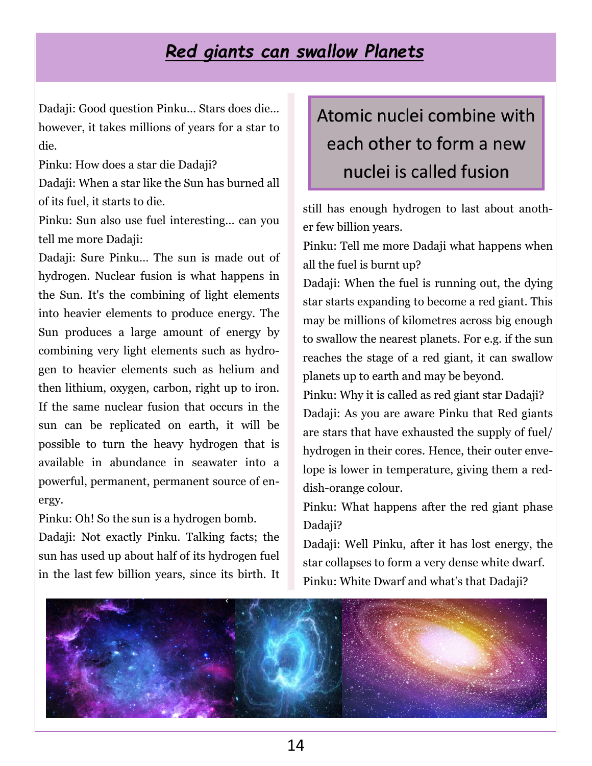# *Red giants can swallow Planets*

Dadaji: Good question Pinku… Stars does die… however, it takes millions of years for a star to die.

Pinku: How does a star die Dadaji?

Dadaji: When a star like the Sun has burned all of its fuel, it starts to die.

Pinku: Sun also use fuel interesting… can you tell me more Dadaji:

Dadaji: Sure Pinku… The sun is made out of hydrogen. Nuclear fusion is what happens in the Sun. It's the combining of light elements into heavier elements to produce energy. The Sun produces a large amount of energy by combining very light elements such as hydrogen to heavier elements such as helium and then lithium, oxygen, carbon, right up to iron. If the same nuclear fusion that occurs in the sun can be replicated on earth, it will be possible to turn the heavy hydrogen that is available in abundance in seawater into a powerful, permanent, permanent source of energy.

Pinku: Oh! So the sun is a hydrogen bomb.

Dadaji: Not exactly Pinku. Talking facts; the sun has used up about half of its hydrogen fuel in the last few billion years, since its birth. It still has enough hydrogen to last about another few billion years.

> Atomic nuclei combine with each other to form a new nuclei is called fusion

Pinku: Tell me more Dadaji what happens when all the fuel is burnt up?

Dadaji: When the fuel is running out, the dying star starts expanding to become a red giant. This may be millions of kilometres across big enough to swallow the nearest planets. For e.g. if the sun reaches the stage of a red giant, it can swallow planets up to earth and may be beyond.

Pinku: Why it is called as red giant star Dadaji?

Dadaji: As you are aware Pinku that Red giants are stars that have exhausted the supply of fuel/hydrogen in their cores. Hence, their outer envelope is lower in temperature, giving them a reddish-orange colour.

Pinku: What happens after the red giant phase Dadaji?

Dadaji: Well Pinku, after it has lost energy, the star collapses to form a very dense white dwarf.

Pinku: White Dwarf and what's that Dadaji?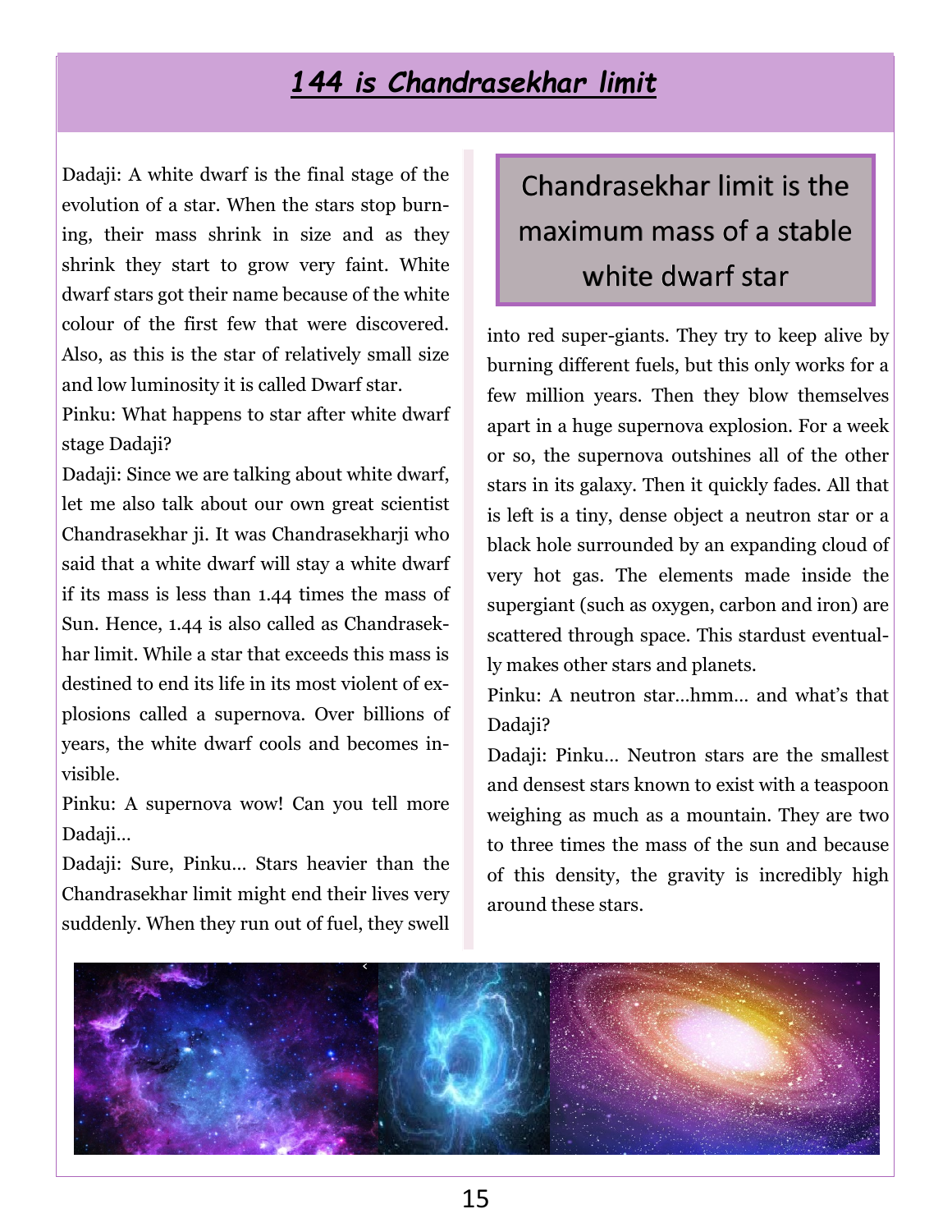# *144 is Chandrasekhar limit*

Dadaji: A white dwarf is the final stage of the evolution of a star. When the stars stop burning, their mass shrink in size and as they shrink they start to grow very faint. White dwarf stars got their name because of the white colour of the first few that were discovered. Also, as this is the star of relatively small size and low luminosity it is called Dwarf star.

Pinku: What happens to star after white dwarf stage Dadaji?

Dadaji: Since we are talking about white dwarf, let me also talk about our own great scientist Chandrasekhar ji. It was Chandrasekharji who said that a white dwarf will stay a white dwarf if its mass is less than 1.44 times the mass of Sun. Hence, 1.44 is also called as Chandrasekhar limit. While a star that exceeds this mass is destined to end its life in its most violent of explosions called a supernova. Over billions of years, the white dwarf cools and becomes invisible.

Pinku: A supernova wow! Can you tell more Dadaji…

Dadaji: Sure, Pinku… Stars heavier than the Chandrasekhar limit might end their lives very suddenly. When they run out of fuel, they swell into red super-giants. They try to keep alive by burning different fuels, but this only works for a few million years. Then they blow themselves apart in a huge supernova explosion. For a week or so, the supernova outshines all of the other stars in its galaxy. Then it quickly fades. All that is left is a tiny, dense object a neutron star or a black hole surrounded by an expanding cloud of very hot gas. The elements made inside the supergiant (such as oxygen, carbon and iron) are scattered through space. This stardust eventually makes other stars and planets.

> Chandrasekhar limit is the maximum mass of a stable white dwarf star

Pinku: A neutron star…hmm… and what's that Dadaji?

Dadaji: Pinku… Neutron stars are the smallest and densest stars known to exist with a teaspoon weighing as much as a mountain. They are two to three times the mass of the sun and because of this density, the gravity is incredibly high around these stars.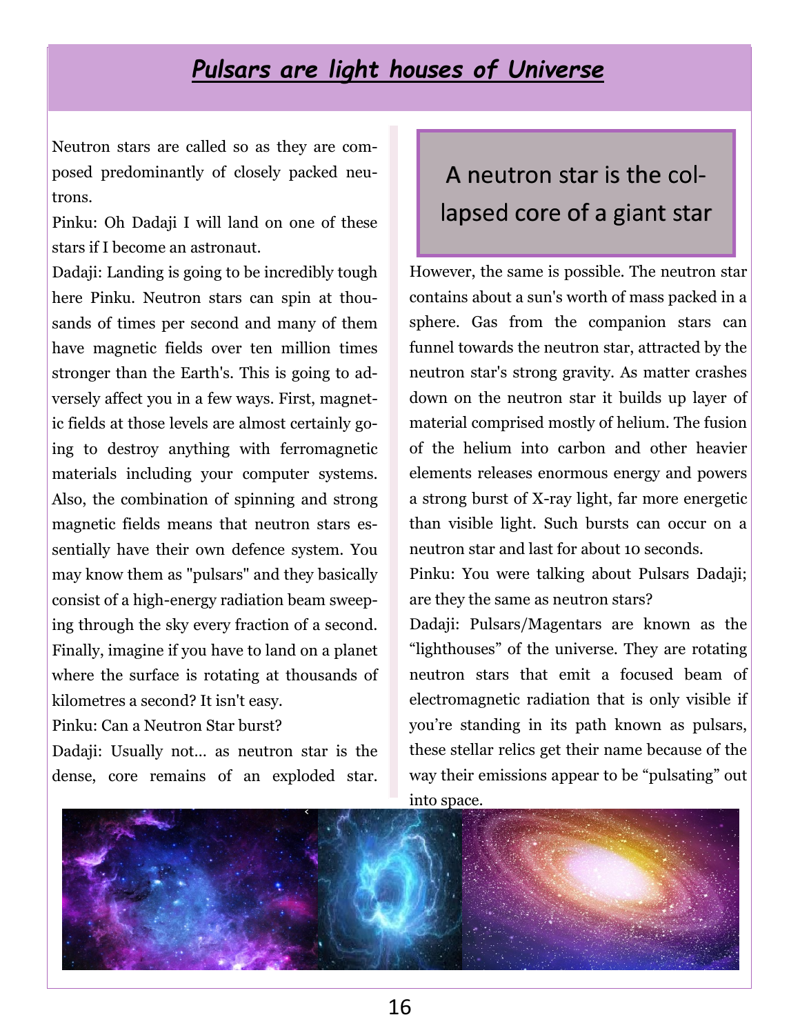# ***Pulsars are light houses of Universe***

Neutron stars are called so as they are composed predominantly of closely packed neutrons.

Pinku: Oh Dadaji I will land on one of these stars if I become an astronaut.

Dadaji: Landing is going to be incredibly tough here Pinku. Neutron stars can spin at thousands of times per second and many of them have magnetic fields over ten million times stronger than the Earth's. This is going to adversely affect you in a few ways. First, magnetic fields at those levels are almost certainly going to destroy anything with ferromagnetic materials including your computer systems. Also, the combination of spinning and strong magnetic fields means that neutron stars essentially have their own defence system. You may know them as "pulsars" and they basically consist of a high-energy radiation beam sweeping through the sky every fraction of a second. Finally, imagine if you have to land on a planet where the surface is rotating at thousands of kilometres a second? It isn't easy.

Pinku: Can a Neutron Star burst?

Dadaji: Usually not… as neutron star is the dense, core remains of an exploded star.

> A neutron star is the collapsed core of a giant star

However, the same is possible. The neutron star contains about a sun's worth of mass packed in a sphere. Gas from the companion stars can funnel towards the neutron star, attracted by the neutron star's strong gravity. As matter crashes down on the neutron star it builds up layer of material comprised mostly of helium. The fusion of the helium into carbon and other heavier elements releases enormous energy and powers a strong burst of X-ray light, far more energetic than visible light. Such bursts can occur on a neutron star and last for about 10 seconds.

Pinku: You were talking about Pulsars Dadaji; are they the same as neutron stars?

Dadaji: Pulsars/Magentars are known as the “lighthouses” of the universe. They are rotating neutron stars that emit a focused beam of electromagnetic radiation that is only visible if you’re standing in its path known as pulsars, these stellar relics get their name because of the way their emissions appear to be “pulsating” out into space.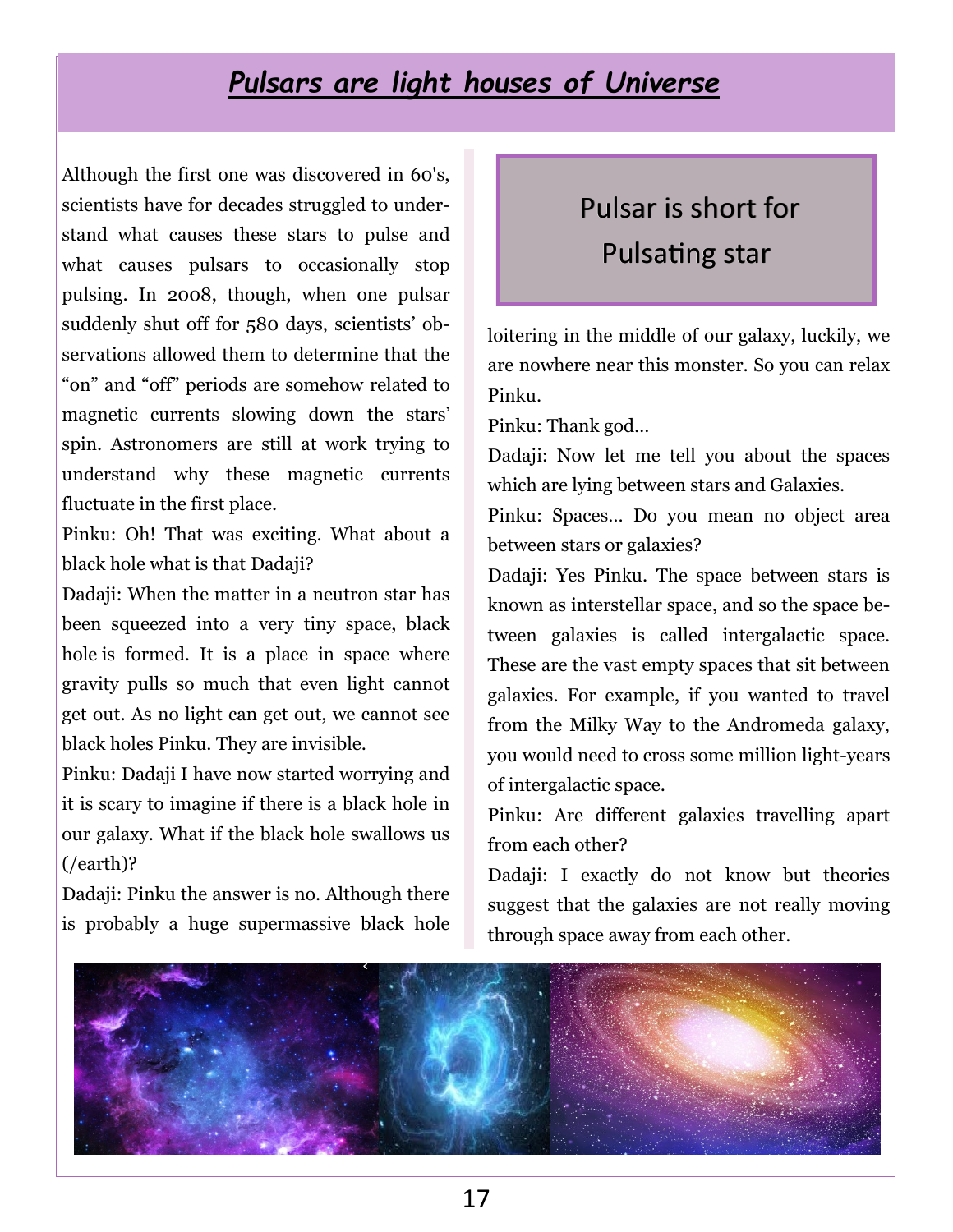## ***Pulsars are light houses of Universe***

Although the first one was discovered in 60's, scientists have for decades struggled to understand what causes these stars to pulse and what causes pulsars to occasionally stop pulsing. In 2008, though, when one pulsar suddenly shut off for 580 days, scientists' observations allowed them to determine that the "on" and "off" periods are somehow related to magnetic currents slowing down the stars' spin. Astronomers are still at work trying to understand why these magnetic currents fluctuate in the first place.

Pinku: Oh! That was exciting. What about a black hole what is that Dadaji?

Dadaji: When the matter in a neutron star has been squeezed into a very tiny space, black hole is formed. It is a place in space where gravity pulls so much that even light cannot get out. As no light can get out, we cannot see black holes Pinku. They are invisible.

Pinku: Dadaji I have now started worrying and it is scary to imagine if there is a black hole in our galaxy. What if the black hole swallows us (/earth)?

Dadaji: Pinku the answer is no. Although there is probably a huge supermassive black hole loitering in the middle of our galaxy, luckily, we are nowhere near this monster. So you can relax Pinku.

Pinku: Thank god...

Dadaji: Now let me tell you about the spaces which are lying between stars and Galaxies.

Pinku: Spaces... Do you mean no object area between stars or galaxies?

Dadaji: Yes Pinku. The space between stars is known as interstellar space, and so the space between galaxies is called intergalactic space. These are the vast empty spaces that sit between galaxies. For example, if you wanted to travel from the Milky Way to the Andromeda galaxy, you would need to cross some million light-years of intergalactic space.

Pinku: Are different galaxies travelling apart from each other?

Dadaji: I exactly do not know but theories suggest that the galaxies are not really moving through space away from each other.

> Pulsar is short for Pulsating star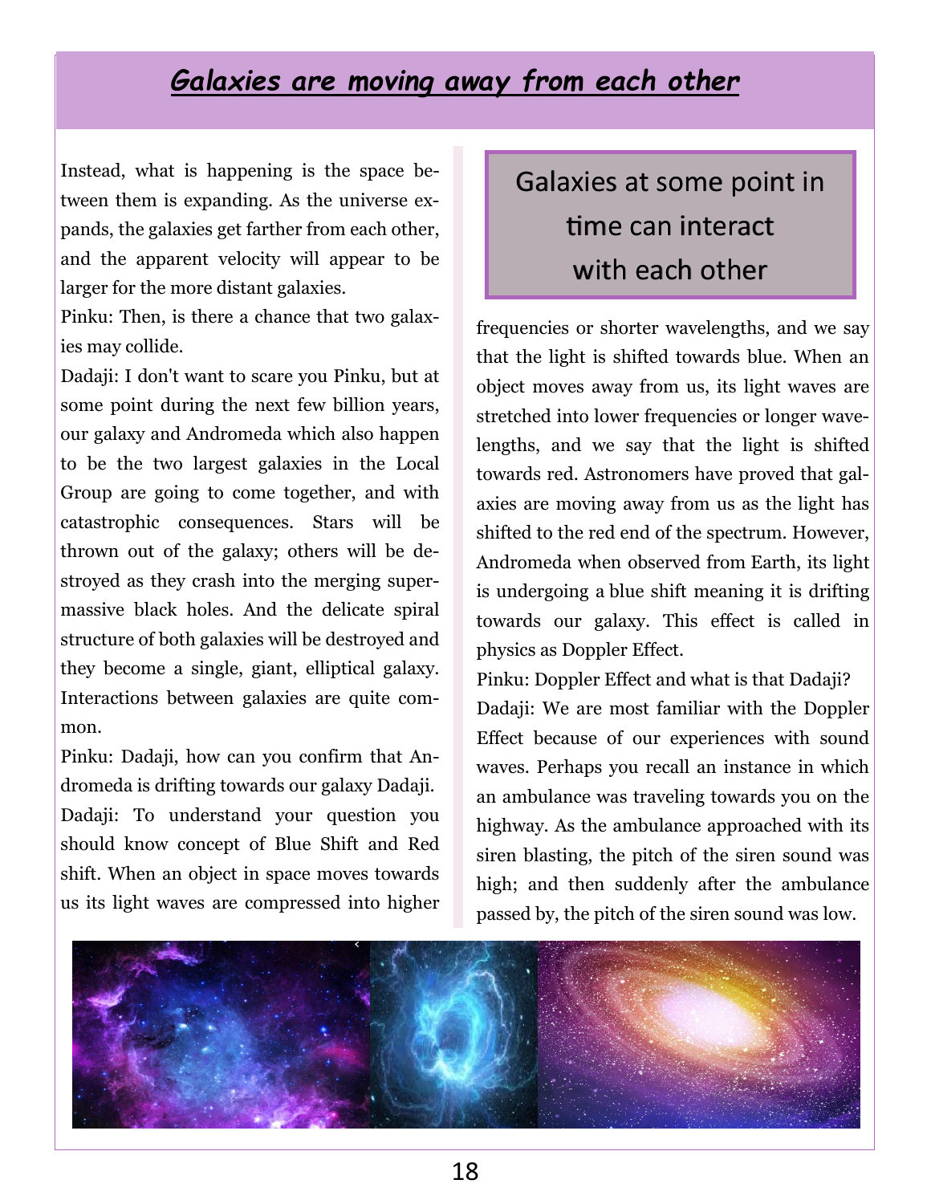# ***Galaxies are moving away from each other***

Instead, what is happening is the space between them is expanding. As the universe expands, the galaxies get farther from each other, and the apparent velocity will appear to be larger for the more distant galaxies.

Pinku: Then, is there a chance that two galaxies may collide.

Dadaji: I don't want to scare you Pinku, but at some point during the next few billion years, our galaxy and Andromeda which also happen to be the two largest galaxies in the Local Group are going to come together, and with catastrophic consequences. Stars will be thrown out of the galaxy; others will be destroyed as they crash into the merging supermassive black holes. And the delicate spiral structure of both galaxies will be destroyed and they become a single, giant, elliptical galaxy. Interactions between galaxies are quite common.

Pinku: Dadaji, how can you confirm that Andromeda is drifting towards our galaxy Dadaji.

Dadaji: To understand your question you should know concept of Blue Shift and Red shift. When an object in space moves towards us its light waves are compressed into higher frequencies or shorter wavelengths, and we say that the light is shifted towards blue. When an object moves away from us, its light waves are stretched into lower frequencies or longer wavelengths, and we say that the light is shifted towards red. Astronomers have proved that galaxies are moving away from us as the light has shifted to the red end of the spectrum. However, Andromeda when observed from Earth, its light is undergoing a blue shift meaning it is drifting towards our galaxy. This effect is called in physics as Doppler Effect.

> Galaxies at some point in time can interact with each other

Pinku: Doppler Effect and what is that Dadaji?

Dadaji: We are most familiar with the Doppler Effect because of our experiences with sound waves. Perhaps you recall an instance in which an ambulance was traveling towards you on the highway. As the ambulance approached with its siren blasting, the pitch of the siren sound was high; and then suddenly after the ambulance passed by, the pitch of the siren sound was low.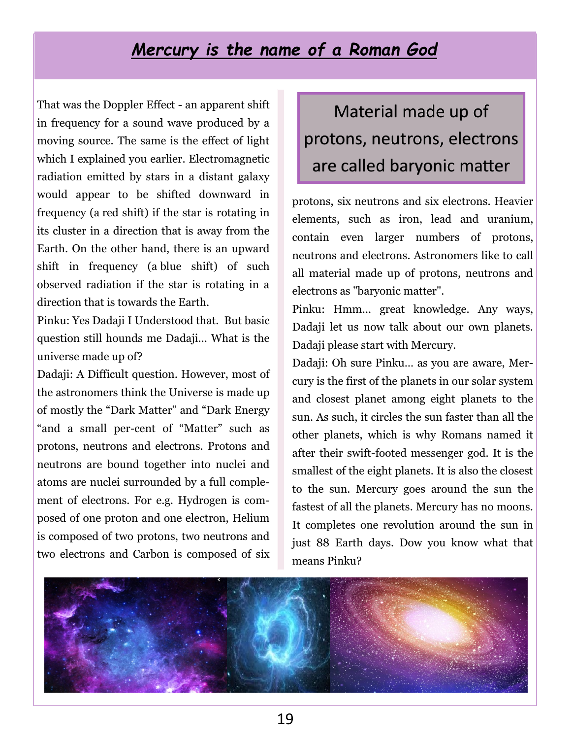## *Mercury is the name of a Roman God*

That was the Doppler Effect - an apparent shift in frequency for a sound wave produced by a moving source. The same is the effect of light which I explained you earlier. Electromagnetic radiation emitted by stars in a distant galaxy would appear to be shifted downward in frequency (a red shift) if the star is rotating in its cluster in a direction that is away from the Earth. On the other hand, there is an upward shift in frequency (a blue shift) of such observed radiation if the star is rotating in a direction that is towards the Earth.

Pinku: Yes Dadaji I Understood that. But basic question still hounds me Dadaji… What is the universe made up of?

Dadaji: A Difficult question. However, most of the astronomers think the Universe is made up of mostly the "Dark Matter" and "Dark Energy "and a small per-cent of "Matter" such as protons, neutrons and electrons. Protons and neutrons are bound together into nuclei and atoms are nuclei surrounded by a full complement of electrons. For e.g. Hydrogen is composed of one proton and one electron, Helium is composed of two protons, two neutrons and two electrons and Carbon is composed of six protons, six neutrons and six electrons. Heavier elements, such as iron, lead and uranium, contain even larger numbers of protons, neutrons and electrons. Astronomers like to call all material made up of protons, neutrons and electrons as "baryonic matter".

> Material made up of protons, neutrons, electrons are called baryonic matter

Pinku: Hmm… great knowledge. Any ways, Dadaji let us now talk about our own planets. Dadaji please start with Mercury.

Dadaji: Oh sure Pinku… as you are aware, Mercury is the first of the planets in our solar system and closest planet among eight planets to the sun. As such, it circles the sun faster than all the other planets, which is why Romans named it after their swift-footed messenger god. It is the smallest of the eight planets. It is also the closest to the sun. Mercury goes around the sun the fastest of all the planets. Mercury has no moons. It completes one revolution around the sun in just 88 Earth days. Dow you know what that means Pinku?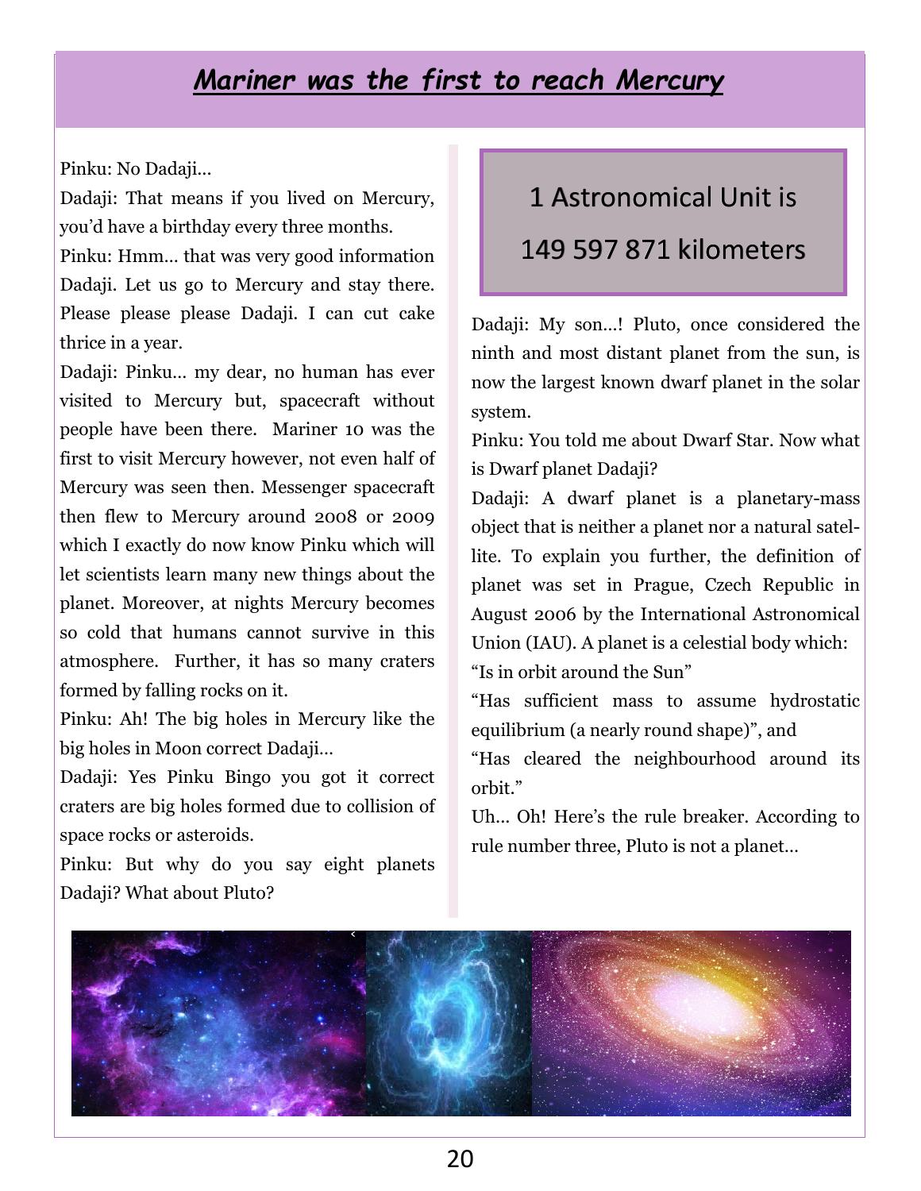# *Mariner was the first to reach Mercury*

Pinku: No Dadaji…

Dadaji: That means if you lived on Mercury, you'd have a birthday every three months.

Pinku: Hmm… that was very good information Dadaji. Let us go to Mercury and stay there. Please please please Dadaji. I can cut cake thrice in a year.

Dadaji: Pinku… my dear, no human has ever visited to Mercury but, spacecraft without people have been there. Mariner 10 was the first to visit Mercury however, not even half of Mercury was seen then. Messenger spacecraft then flew to Mercury around 2008 or 2009 which I exactly do now know Pinku which will let scientists learn many new things about the planet. Moreover, at nights Mercury becomes so cold that humans cannot survive in this atmosphere. Further, it has so many craters formed by falling rocks on it.

Pinku: Ah! The big holes in Mercury like the big holes in Moon correct Dadaji…

Dadaji: Yes Pinku Bingo you got it correct craters are big holes formed due to collision of space rocks or asteroids.

Pinku: But why do you say eight planets Dadaji? What about Pluto?

> 1 Astronomical Unit is
>
> 149 597 871 kilometers

Dadaji: My son…! Pluto, once considered the ninth and most distant planet from the sun, is now the largest known dwarf planet in the solar system.

Pinku: You told me about Dwarf Star. Now what is Dwarf planet Dadaji?

Dadaji: A dwarf planet is a planetary-mass object that is neither a planet nor a natural satellite. To explain you further, the definition of planet was set in Prague, Czech Republic in August 2006 by the International Astronomical Union (IAU). A planet is a celestial body which:

"Is in orbit around the Sun"

"Has sufficient mass to assume hydrostatic equilibrium (a nearly round shape)", and

"Has cleared the neighbourhood around its orbit."

Uh… Oh! Here's the rule breaker. According to rule number three, Pluto is not a planet…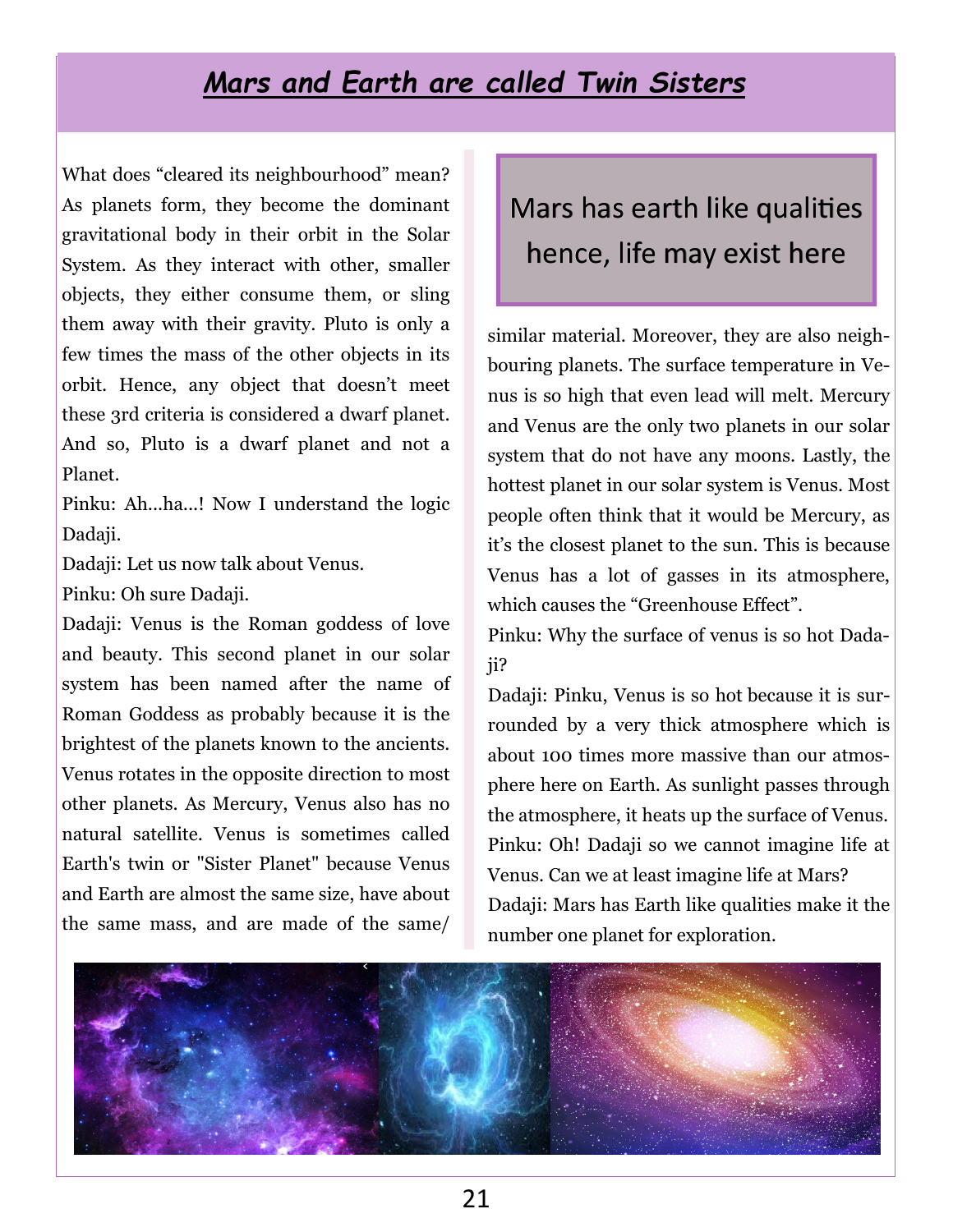## ***Mars and Earth are called Twin Sisters***

What does "cleared its neighbourhood" mean? As planets form, they become the dominant gravitational body in their orbit in the Solar System. As they interact with other, smaller objects, they either consume them, or sling them away with their gravity. Pluto is only a few times the mass of the other objects in its orbit. Hence, any object that doesn't meet these 3rd criteria is considered a dwarf planet. And so, Pluto is a dwarf planet and not a Planet.

Pinku: Ah...ha...! Now I understand the logic Dadaji.

Dadaji: Let us now talk about Venus.

Pinku: Oh sure Dadaji.

Dadaji: Venus is the Roman goddess of love and beauty. This second planet in our solar system has been named after the name of Roman Goddess as probably because it is the brightest of the planets known to the ancients. Venus rotates in the opposite direction to most other planets. As Mercury, Venus also has no natural satellite. Venus is sometimes called Earth's twin or "Sister Planet" because Venus and Earth are almost the same size, have about the same mass, and are made of the same/ similar material. Moreover, they are also neighbouring planets. The surface temperature in Venus is so high that even lead will melt. Mercury and Venus are the only two planets in our solar system that do not have any moons. Lastly, the hottest planet in our solar system is Venus. Most people often think that it would be Mercury, as it's the closest planet to the sun. This is because Venus has a lot of gasses in its atmosphere, which causes the "Greenhouse Effect".

> Mars has earth like qualities hence, life may exist here

Pinku: Why the surface of venus is so hot Dadaji?

Dadaji: Pinku, Venus is so hot because it is surrounded by a very thick atmosphere which is about 100 times more massive than our atmosphere here on Earth. As sunlight passes through the atmosphere, it heats up the surface of Venus.

Pinku: Oh! Dadaji so we cannot imagine life at Venus. Can we at least imagine life at Mars?

Dadaji: Mars has Earth like qualities make it the number one planet for exploration.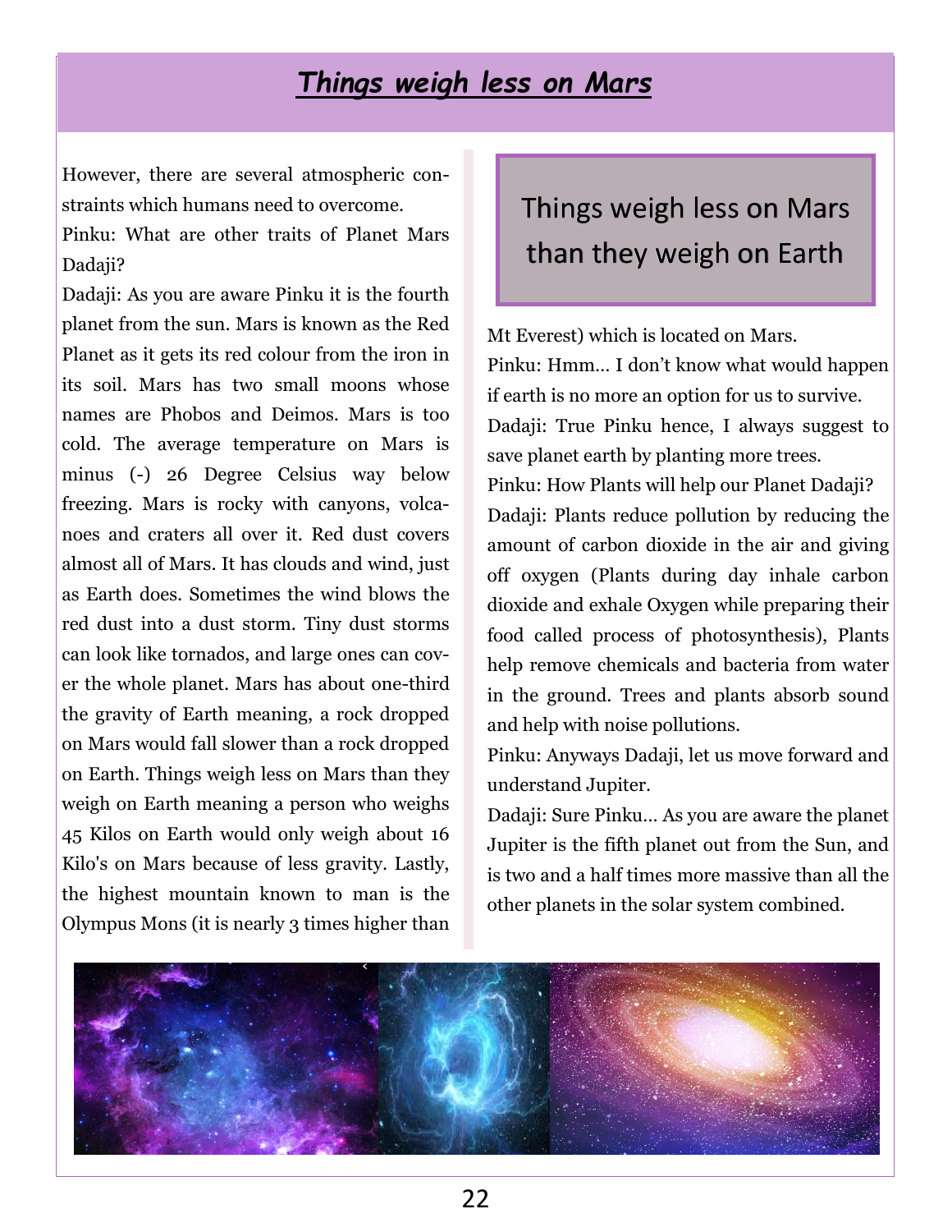# ***Things weigh less on Mars***

However, there are several atmospheric constraints which humans need to overcome.

Pinku: What are other traits of Planet Mars Dadaji?

Dadaji: As you are aware Pinku it is the fourth planet from the sun. Mars is known as the Red Planet as it gets its red colour from the iron in its soil. Mars has two small moons whose names are Phobos and Deimos. Mars is too cold. The average temperature on Mars is minus (-) 26 Degree Celsius way below freezing. Mars is rocky with canyons, volcanoes and craters all over it. Red dust covers almost all of Mars. It has clouds and wind, just as Earth does. Sometimes the wind blows the red dust into a dust storm. Tiny dust storms can look like tornados, and large ones can cover the whole planet. Mars has about one-third the gravity of Earth meaning, a rock dropped on Mars would fall slower than a rock dropped on Earth. Things weigh less on Mars than they weigh on Earth meaning a person who weighs 45 Kilos on Earth would only weigh about 16 Kilo's on Mars because of less gravity. Lastly, the highest mountain known to man is the Olympus Mons (it is nearly 3 times higher than Mt Everest) which is located on Mars.

> Things weigh less on Mars than they weigh on Earth

Pinku: Hmm... I don't know what would happen if earth is no more an option for us to survive.

Dadaji: True Pinku hence, I always suggest to save planet earth by planting more trees.

Pinku: How Plants will help our Planet Dadaji?

Dadaji: Plants reduce pollution by reducing the amount of carbon dioxide in the air and giving off oxygen (Plants during day inhale carbon dioxide and exhale Oxygen while preparing their food called process of photosynthesis), Plants help remove chemicals and bacteria from water in the ground. Trees and plants absorb sound and help with noise pollutions.

Pinku: Anyways Dadaji, let us move forward and understand Jupiter.

Dadaji: Sure Pinku... As you are aware the planet Jupiter is the fifth planet out from the Sun, and is two and a half times more massive than all the other planets in the solar system combined.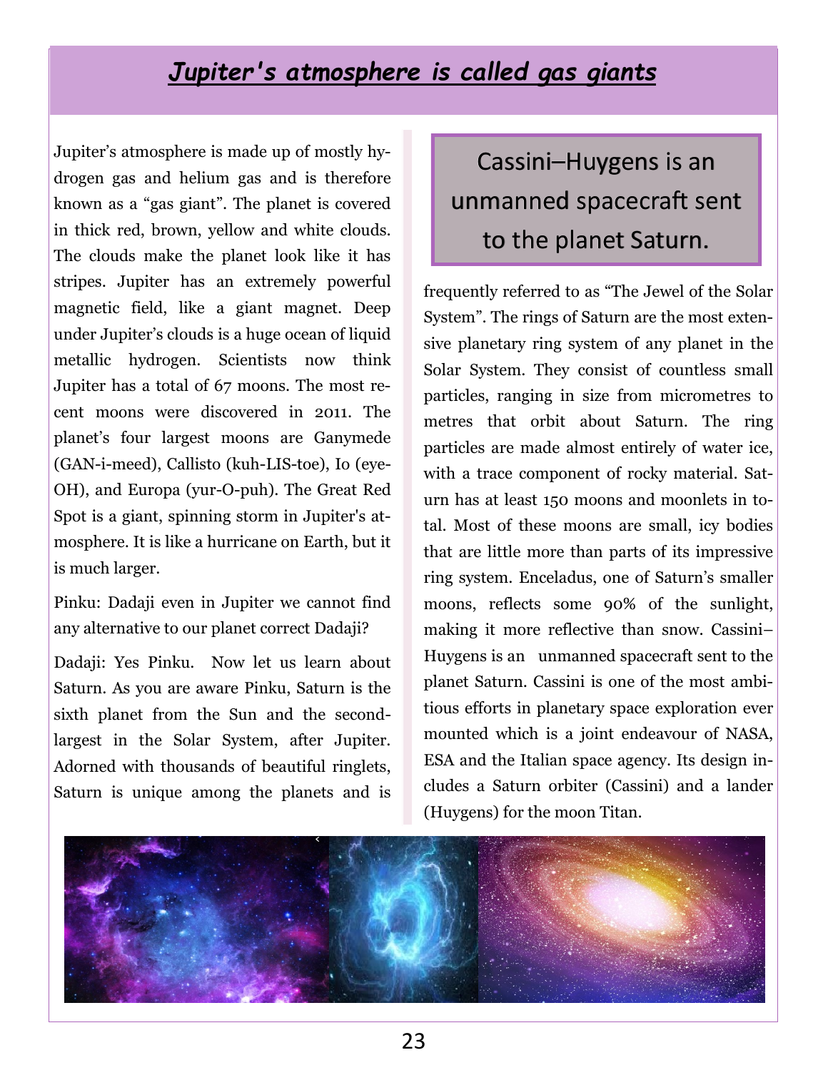# *Jupiter's atmosphere is called gas giants*

Jupiter's atmosphere is made up of mostly hydrogen gas and helium gas and is therefore known as a "gas giant". The planet is covered in thick red, brown, yellow and white clouds. The clouds make the planet look like it has stripes. Jupiter has an extremely powerful magnetic field, like a giant magnet. Deep under Jupiter's clouds is a huge ocean of liquid metallic hydrogen. Scientists now think Jupiter has a total of 67 moons. The most recent moons were discovered in 2011. The planet's four largest moons are Ganymede (GAN-i-meed), Callisto (kuh-LIS-toe), Io (eye-OH), and Europa (yur-O-puh). The Great Red Spot is a giant, spinning storm in Jupiter's atmosphere. It is like a hurricane on Earth, but it is much larger.

Pinku: Dadaji even in Jupiter we cannot find any alternative to our planet correct Dadaji?

Dadaji: Yes Pinku. Now let us learn about Saturn. As you are aware Pinku, Saturn is the sixth planet from the Sun and the second-largest in the Solar System, after Jupiter. Adorned with thousands of beautiful ringlets, Saturn is unique among the planets and is frequently referred to as "The Jewel of the Solar System". The rings of Saturn are the most extensive planetary ring system of any planet in the Solar System. They consist of countless small particles, ranging in size from micrometres to metres that orbit about Saturn. The ring particles are made almost entirely of water ice, with a trace component of rocky material. Saturn has at least 150 moons and moonlets in total. Most of these moons are small, icy bodies that are little more than parts of its impressive ring system. Enceladus, one of Saturn's smaller moons, reflects some 90% of the sunlight, making it more reflective than snow. Cassini–Huygens is an unmanned spacecraft sent to the planet Saturn. Cassini is one of the most ambitious efforts in planetary space exploration ever mounted which is a joint endeavour of NASA, ESA and the Italian space agency. Its design includes a Saturn orbiter (Cassini) and a lander (Huygens) for the moon Titan.

> Cassini–Huygens is an unmanned spacecraft sent to the planet Saturn.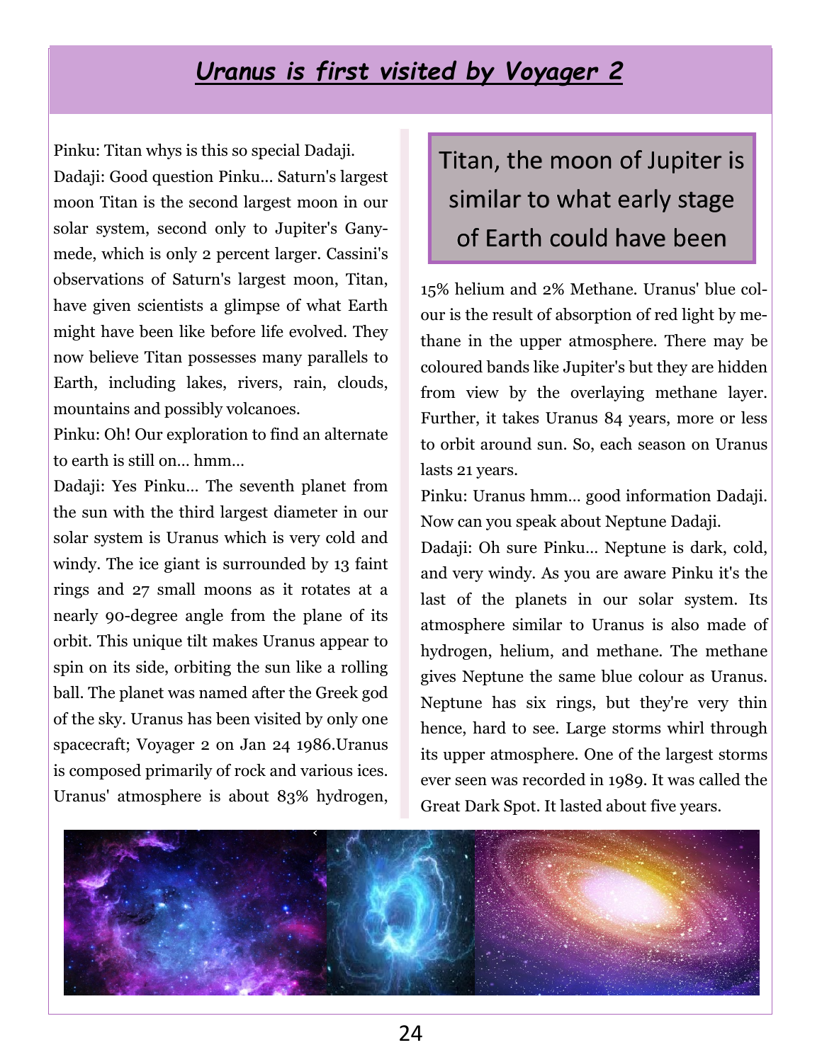## *Uranus is first visited by Voyager 2*

Pinku: Titan whys is this so special Dadaji.

Dadaji: Good question Pinku… Saturn's largest moon Titan is the second largest moon in our solar system, second only to Jupiter's Ganymede, which is only 2 percent larger. Cassini's observations of Saturn's largest moon, Titan, have given scientists a glimpse of what Earth might have been like before life evolved. They now believe Titan possesses many parallels to Earth, including lakes, rivers, rain, clouds, mountains and possibly volcanoes.

Pinku: Oh! Our exploration to find an alternate to earth is still on… hmm…

Dadaji: Yes Pinku… The seventh planet from the sun with the third largest diameter in our solar system is Uranus which is very cold and windy. The ice giant is surrounded by 13 faint rings and 27 small moons as it rotates at a nearly 90-degree angle from the plane of its orbit. This unique tilt makes Uranus appear to spin on its side, orbiting the sun like a rolling ball. The planet was named after the Greek god of the sky. Uranus has been visited by only one spacecraft; Voyager 2 on Jan 24 1986.Uranus is composed primarily of rock and various ices. Uranus' atmosphere is about 83% hydrogen, 15% helium and 2% Methane. Uranus' blue colour is the result of absorption of red light by methane in the upper atmosphere. There may be coloured bands like Jupiter's but they are hidden from view by the overlaying methane layer. Further, it takes Uranus 84 years, more or less to orbit around sun. So, each season on Uranus lasts 21 years.

> Titan, the moon of Jupiter is similar to what early stage of Earth could have been

Pinku: Uranus hmm… good information Dadaji. Now can you speak about Neptune Dadaji.

Dadaji: Oh sure Pinku… Neptune is dark, cold, and very windy. As you are aware Pinku it's the last of the planets in our solar system. Its atmosphere similar to Uranus is also made of hydrogen, helium, and methane. The methane gives Neptune the same blue colour as Uranus. Neptune has six rings, but they're very thin hence, hard to see. Large storms whirl through its upper atmosphere. One of the largest storms ever seen was recorded in 1989. It was called the Great Dark Spot. It lasted about five years.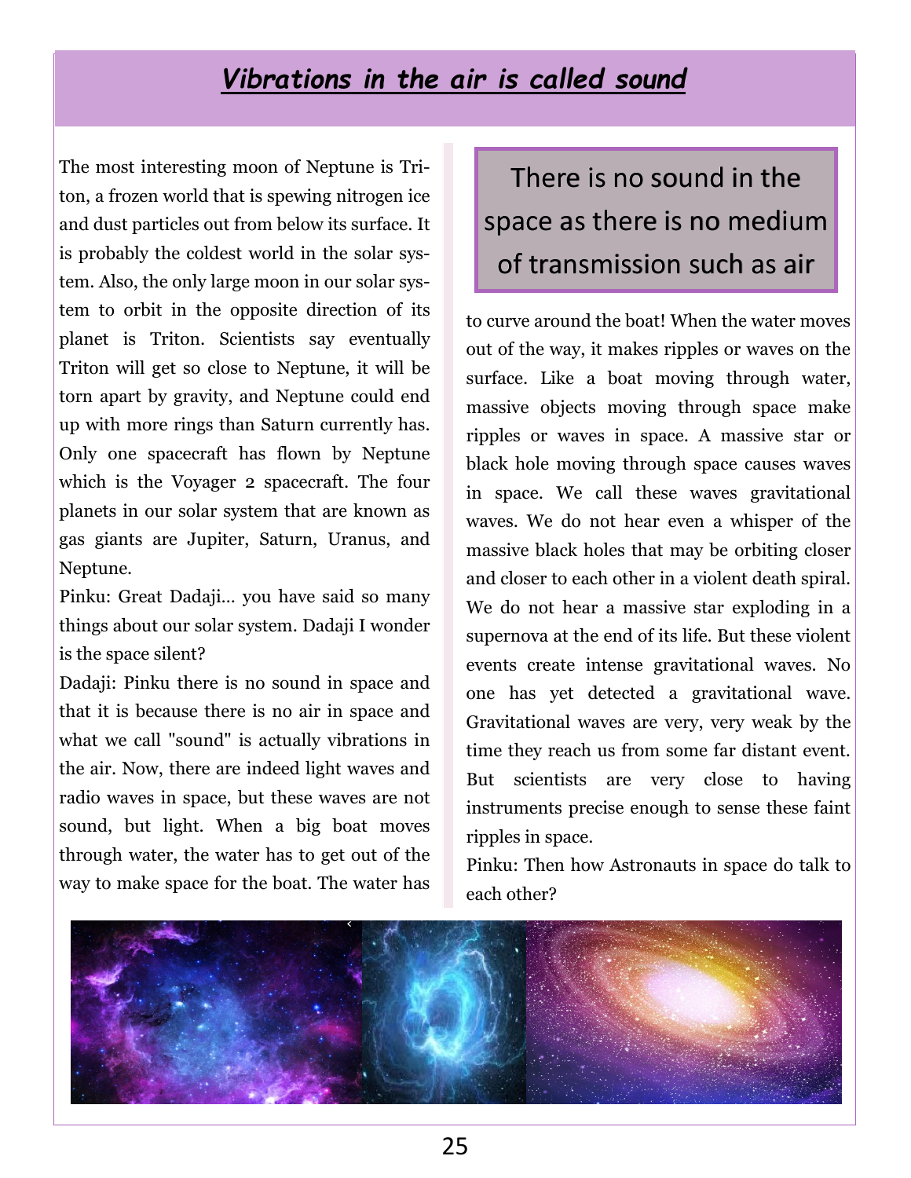# ***Vibrations in the air is called sound***

The most interesting moon of Neptune is Triton, a frozen world that is spewing nitrogen ice and dust particles out from below its surface. It is probably the coldest world in the solar system. Also, the only large moon in our solar system to orbit in the opposite direction of its planet is Triton. Scientists say eventually Triton will get so close to Neptune, it will be torn apart by gravity, and Neptune could end up with more rings than Saturn currently has. Only one spacecraft has flown by Neptune which is the Voyager 2 spacecraft. The four planets in our solar system that are known as gas giants are Jupiter, Saturn, Uranus, and Neptune.

Pinku: Great Dadaji... you have said so many things about our solar system. Dadaji I wonder is the space silent?

Dadaji: Pinku there is no sound in space and that it is because there is no air in space and what we call "sound" is actually vibrations in the air. Now, there are indeed light waves and radio waves in space, but these waves are not sound, but light. When a big boat moves through water, the water has to get out of the way to make space for the boat. The water has to curve around the boat! When the water moves out of the way, it makes ripples or waves on the surface. Like a boat moving through water, massive objects moving through space make ripples or waves in space. A massive star or black hole moving through space causes waves in space. We call these waves gravitational waves. We do not hear even a whisper of the massive black holes that may be orbiting closer and closer to each other in a violent death spiral. We do not hear a massive star exploding in a supernova at the end of its life. But these violent events create intense gravitational waves. No one has yet detected a gravitational wave. Gravitational waves are very, very weak by the time they reach us from some far distant event. But scientists are very close to having instruments precise enough to sense these faint ripples in space.

> There is no sound in the space as there is no medium of transmission such as air

Pinku: Then how Astronauts in space do talk to each other?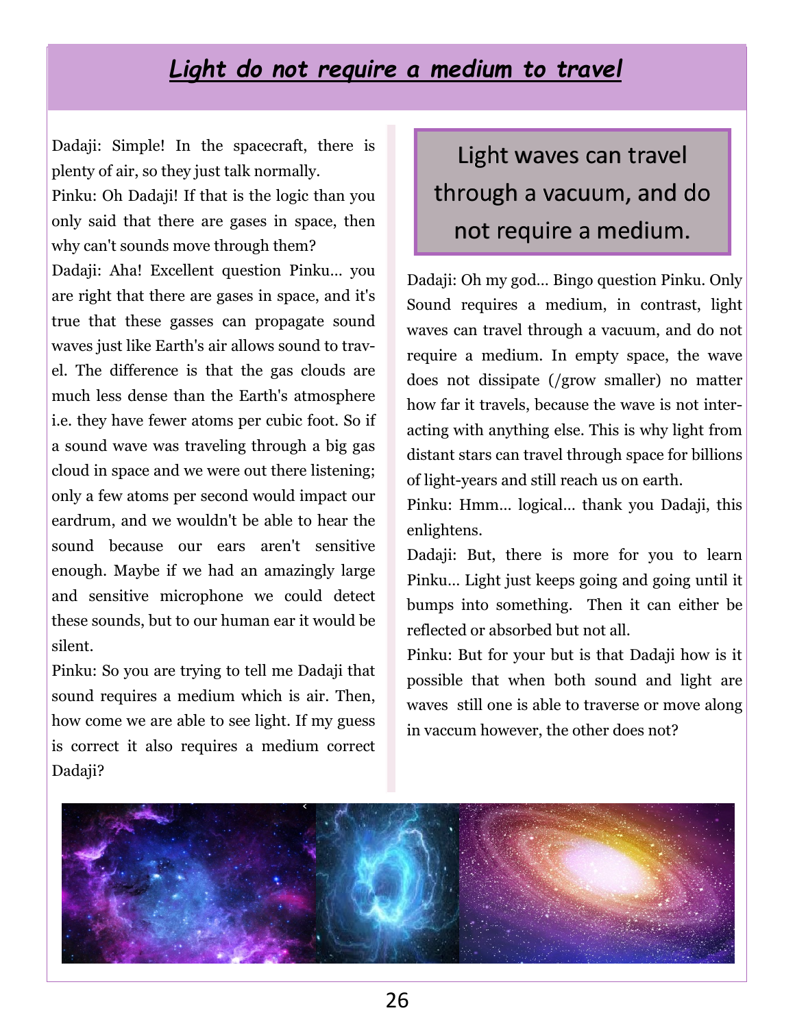# ***Light do not require a medium to travel***

Dadaji: Simple! In the spacecraft, there is plenty of air, so they just talk normally.

Pinku: Oh Dadaji! If that is the logic than you only said that there are gases in space, then why can't sounds move through them?

Dadaji: Aha! Excellent question Pinku… you are right that there are gases in space, and it's true that these gasses can propagate sound waves just like Earth's air allows sound to travel. The difference is that the gas clouds are much less dense than the Earth's atmosphere i.e. they have fewer atoms per cubic foot. So if a sound wave was traveling through a big gas cloud in space and we were out there listening; only a few atoms per second would impact our eardrum, and we wouldn't be able to hear the sound because our ears aren't sensitive enough. Maybe if we had an amazingly large and sensitive microphone we could detect these sounds, but to our human ear it would be silent.

Pinku: So you are trying to tell me Dadaji that sound requires a medium which is air. Then, how come we are able to see light. If my guess is correct it also requires a medium correct Dadaji?

> Light waves can travel through a vacuum, and do not require a medium.

Dadaji: Oh my god… Bingo question Pinku. Only Sound requires a medium, in contrast, light waves can travel through a vacuum, and do not require a medium. In empty space, the wave does not dissipate (/grow smaller) no matter how far it travels, because the wave is not interacting with anything else. This is why light from distant stars can travel through space for billions of light-years and still reach us on earth.

Pinku: Hmm… logical… thank you Dadaji, this enlightens.

Dadaji: But, there is more for you to learn Pinku… Light just keeps going and going until it bumps into something. Then it can either be reflected or absorbed but not all.

Pinku: But for your but is that Dadaji how is it possible that when both sound and light are waves still one is able to traverse or move along in vaccum however, the other does not?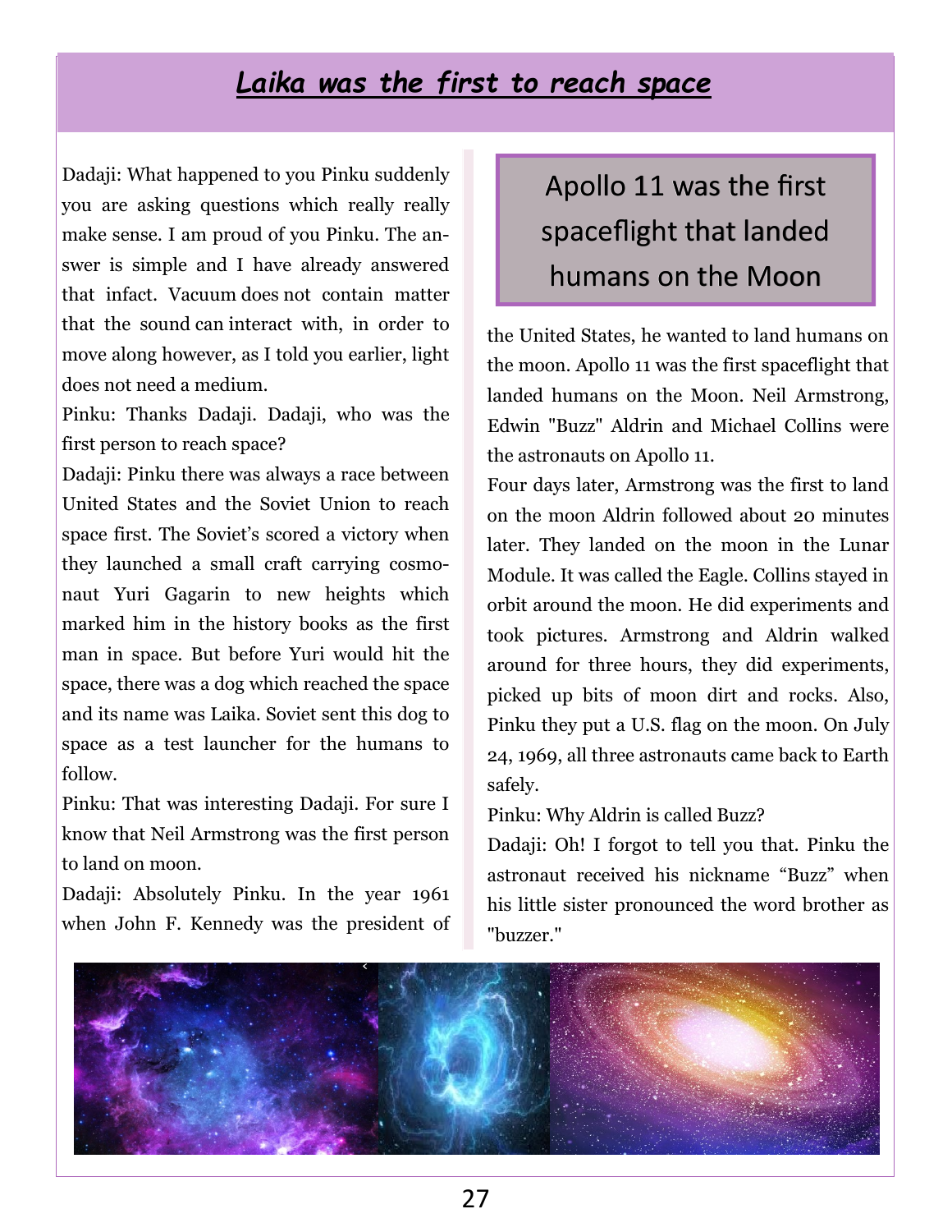# *Laika was the first to reach space*

Dadaji: What happened to you Pinku suddenly you are asking questions which really really make sense. I am proud of you Pinku. The answer is simple and I have already answered that infact. Vacuum does not contain matter that the sound can interact with, in order to move along however, as I told you earlier, light does not need a medium.

Pinku: Thanks Dadaji. Dadaji, who was the first person to reach space?

Dadaji: Pinku there was always a race between United States and the Soviet Union to reach space first. The Soviet's scored a victory when they launched a small craft carrying cosmonaut Yuri Gagarin to new heights which marked him in the history books as the first man in space. But before Yuri would hit the space, there was a dog which reached the space and its name was Laika. Soviet sent this dog to space as a test launcher for the humans to follow.

Pinku: That was interesting Dadaji. For sure I know that Neil Armstrong was the first person to land on moon.

Dadaji: Absolutely Pinku. In the year 1961 when John F. Kennedy was the president of the United States, he wanted to land humans on the moon. Apollo 11 was the first spaceflight that landed humans on the Moon. Neil Armstrong, Edwin "Buzz" Aldrin and Michael Collins were the astronauts on Apollo 11.

> Apollo 11 was the first spaceflight that landed humans on the Moon

Four days later, Armstrong was the first to land on the moon Aldrin followed about 20 minutes later. They landed on the moon in the Lunar Module. It was called the Eagle. Collins stayed in orbit around the moon. He did experiments and took pictures. Armstrong and Aldrin walked around for three hours, they did experiments, picked up bits of moon dirt and rocks. Also, Pinku they put a U.S. flag on the moon. On July 24, 1969, all three astronauts came back to Earth safely.

Pinku: Why Aldrin is called Buzz?

Dadaji: Oh! I forgot to tell you that. Pinku the astronaut received his nickname "Buzz" when his little sister pronounced the word brother as "buzzer."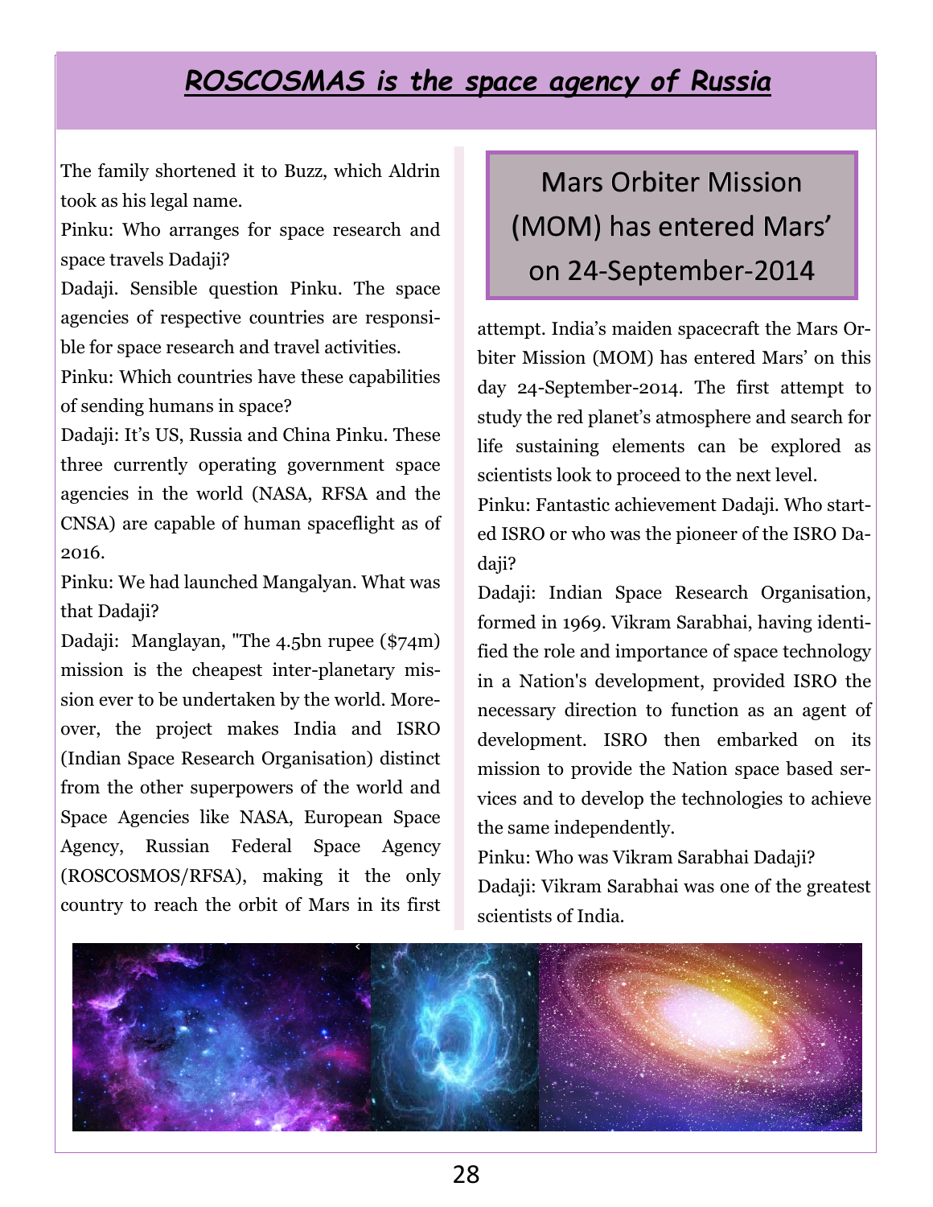## *ROSCOSMAS is the space agency of Russia*

The family shortened it to Buzz, which Aldrin took as his legal name.

Pinku: Who arranges for space research and space travels Dadaji?

Dadaji. Sensible question Pinku. The space agencies of respective countries are responsible for space research and travel activities.

Pinku: Which countries have these capabilities of sending humans in space?

Dadaji: It's US, Russia and China Pinku. These three currently operating government space agencies in the world (NASA, RFSA and the CNSA) are capable of human spaceflight as of 2016.

Pinku: We had launched Mangalyan. What was that Dadaji?

Dadaji: Manglayan, "The 4.5bn rupee ($74m) mission is the cheapest inter-planetary mission ever to be undertaken by the world. Moreover, the project makes India and ISRO (Indian Space Research Organisation) distinct from the other superpowers of the world and Space Agencies like NASA, European Space Agency, Russian Federal Space Agency (ROSCOSMOS/RFSA), making it the only country to reach the orbit of Mars in its first attempt. India's maiden spacecraft the Mars Orbiter Mission (MOM) has entered Mars' on this day 24-September-2014. The first attempt to study the red planet's atmosphere and search for life sustaining elements can be explored as scientists look to proceed to the next level.

Pinku: Fantastic achievement Dadaji. Who started ISRO or who was the pioneer of the ISRO Dadaji?

Dadaji: Indian Space Research Organisation, formed in 1969. Vikram Sarabhai, having identified the role and importance of space technology in a Nation's development, provided ISRO the necessary direction to function as an agent of development. ISRO then embarked on its mission to provide the Nation space based services and to develop the technologies to achieve the same independently.

Pinku: Who was Vikram Sarabhai Dadaji?

Dadaji: Vikram Sarabhai was one of the greatest scientists of India.

> Mars Orbiter Mission (MOM) has entered Mars' on 24-September-2014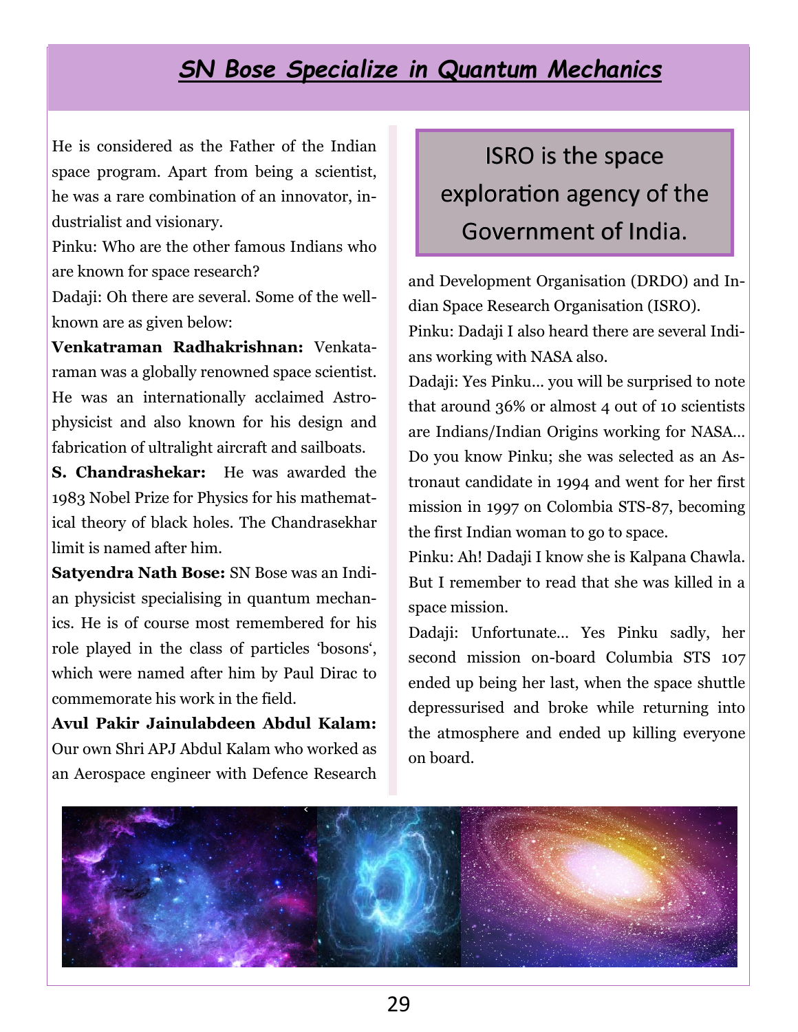## *SN Bose Specialize in Quantum Mechanics*

He is considered as the Father of the Indian space program. Apart from being a scientist, he was a rare combination of an innovator, industrialist and visionary.

Pinku: Who are the other famous Indians who are known for space research?

Dadaji: Oh there are several. Some of the well-known are as given below:

**Venkatraman Radhakrishnan:** Venkataraman was a globally renowned space scientist. He was an internationally acclaimed Astrophysicist and also known for his design and fabrication of ultralight aircraft and sailboats.

**S. Chandrashekar:** He was awarded the 1983 Nobel Prize for Physics for his mathematical theory of black holes. The Chandrasekhar limit is named after him.

**Satyendra Nath Bose:** SN Bose was an Indian physicist specialising in quantum mechanics. He is of course most remembered for his role played in the class of particles 'bosons', which were named after him by Paul Dirac to commemorate his work in the field.

**Avul Pakir Jainulabdeen Abdul Kalam:** Our own Shri APJ Abdul Kalam who worked as an Aerospace engineer with Defence Research and Development Organisation (DRDO) and Indian Space Research Organisation (ISRO).

> ISRO is the space exploration agency of the Government of India.

Pinku: Dadaji I also heard there are several Indians working with NASA also.

Dadaji: Yes Pinku... you will be surprised to note that around 36% or almost 4 out of 10 scientists are Indians/Indian Origins working for NASA... Do you know Pinku; she was selected as an Astronaut candidate in 1994 and went for her first mission in 1997 on Colombia STS-87, becoming the first Indian woman to go to space.

Pinku: Ah! Dadaji I know she is Kalpana Chawla. But I remember to read that she was killed in a space mission.

Dadaji: Unfortunate... Yes Pinku sadly, her second mission on-board Columbia STS 107 ended up being her last, when the space shuttle depressurised and broke while returning into the atmosphere and ended up killing everyone on board.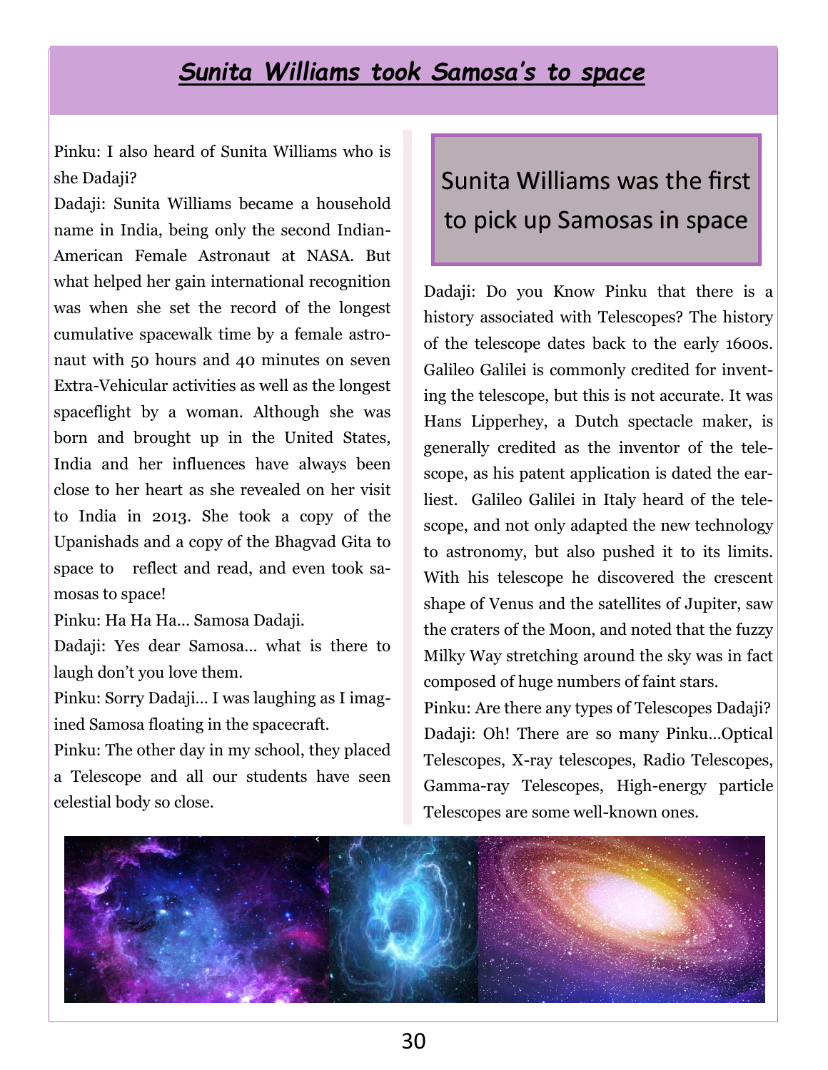## ***Sunita Williams took Samosa's to space***

Pinku: I also heard of Sunita Williams who is she Dadaji?

Dadaji: Sunita Williams became a household name in India, being only the second Indian-American Female Astronaut at NASA. But what helped her gain international recognition was when she set the record of the longest cumulative spacewalk time by a female astronaut with 50 hours and 40 minutes on seven Extra-Vehicular activities as well as the longest spaceflight by a woman. Although she was born and brought up in the United States, India and her influences have always been close to her heart as she revealed on her visit to India in 2013. She took a copy of the Upanishads and a copy of the Bhagvad Gita to space to reflect and read, and even took samosas to space!

Pinku: Ha Ha Ha… Samosa Dadaji.

Dadaji: Yes dear Samosa… what is there to laugh don't you love them.

Pinku: Sorry Dadaji… I was laughing as I imagined Samosa floating in the spacecraft.

Pinku: The other day in my school, they placed a Telescope and all our students have seen celestial body so close.

> Sunita Williams was the first to pick up Samosas in space

Dadaji: Do you Know Pinku that there is a history associated with Telescopes? The history of the telescope dates back to the early 1600s. Galileo Galilei is commonly credited for inventing the telescope, but this is not accurate. It was Hans Lipperhey, a Dutch spectacle maker, is generally credited as the inventor of the telescope, as his patent application is dated the earliest. Galileo Galilei in Italy heard of the telescope, and not only adapted the new technology to astronomy, but also pushed it to its limits. With his telescope he discovered the crescent shape of Venus and the satellites of Jupiter, saw the craters of the Moon, and noted that the fuzzy Milky Way stretching around the sky was in fact composed of huge numbers of faint stars.

Pinku: Are there any types of Telescopes Dadaji?

Dadaji: Oh! There are so many Pinku…Optical Telescopes, X-ray telescopes, Radio Telescopes, Gamma-ray Telescopes, High-energy particle Telescopes are some well-known ones.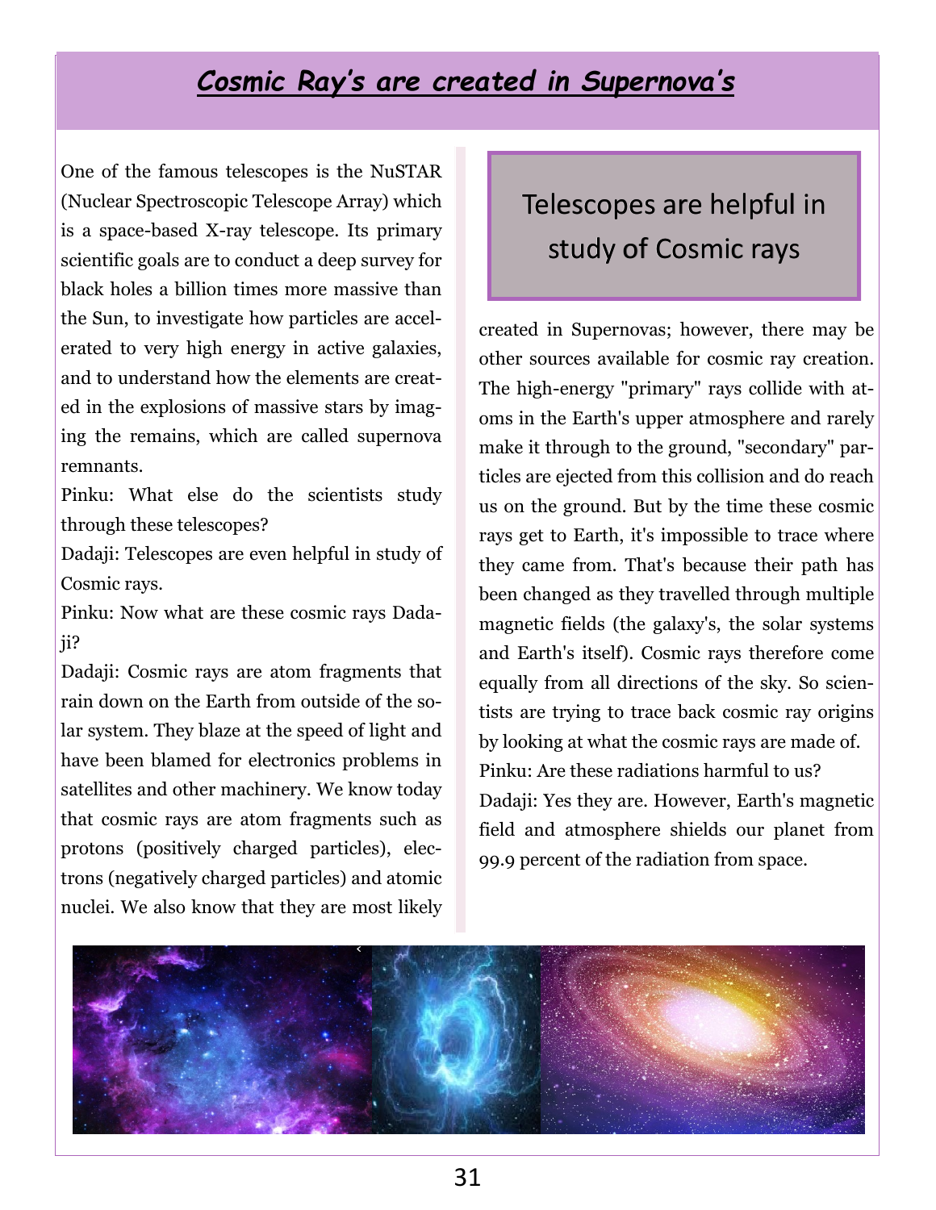# *Cosmic Ray's are created in Supernova's*

One of the famous telescopes is the NuSTAR (Nuclear Spectroscopic Telescope Array) which is a space-based X-ray telescope. Its primary scientific goals are to conduct a deep survey for black holes a billion times more massive than the Sun, to investigate how particles are accelerated to very high energy in active galaxies, and to understand how the elements are created in the explosions of massive stars by imaging the remains, which are called supernova remnants.

Pinku: What else do the scientists study through these telescopes?

Dadaji: Telescopes are even helpful in study of Cosmic rays.

Pinku: Now what are these cosmic rays Dadaji?

Dadaji: Cosmic rays are atom fragments that rain down on the Earth from outside of the solar system. They blaze at the speed of light and have been blamed for electronics problems in satellites and other machinery. We know today that cosmic rays are atom fragments such as protons (positively charged particles), electrons (negatively charged particles) and atomic nuclei. We also know that they are most likely created in Supernovas; however, there may be other sources available for cosmic ray creation. The high-energy "primary" rays collide with atoms in the Earth's upper atmosphere and rarely make it through to the ground, "secondary" particles are ejected from this collision and do reach us on the ground. But by the time these cosmic rays get to Earth, it's impossible to trace where they came from. That's because their path has been changed as they travelled through multiple magnetic fields (the galaxy's, the solar systems and Earth's itself). Cosmic rays therefore come equally from all directions of the sky. So scientists are trying to trace back cosmic ray origins by looking at what the cosmic rays are made of.

> Telescopes are helpful in study of Cosmic rays

Pinku: Are these radiations harmful to us?

Dadaji: Yes they are. However, Earth's magnetic field and atmosphere shields our planet from 99.9 percent of the radiation from space.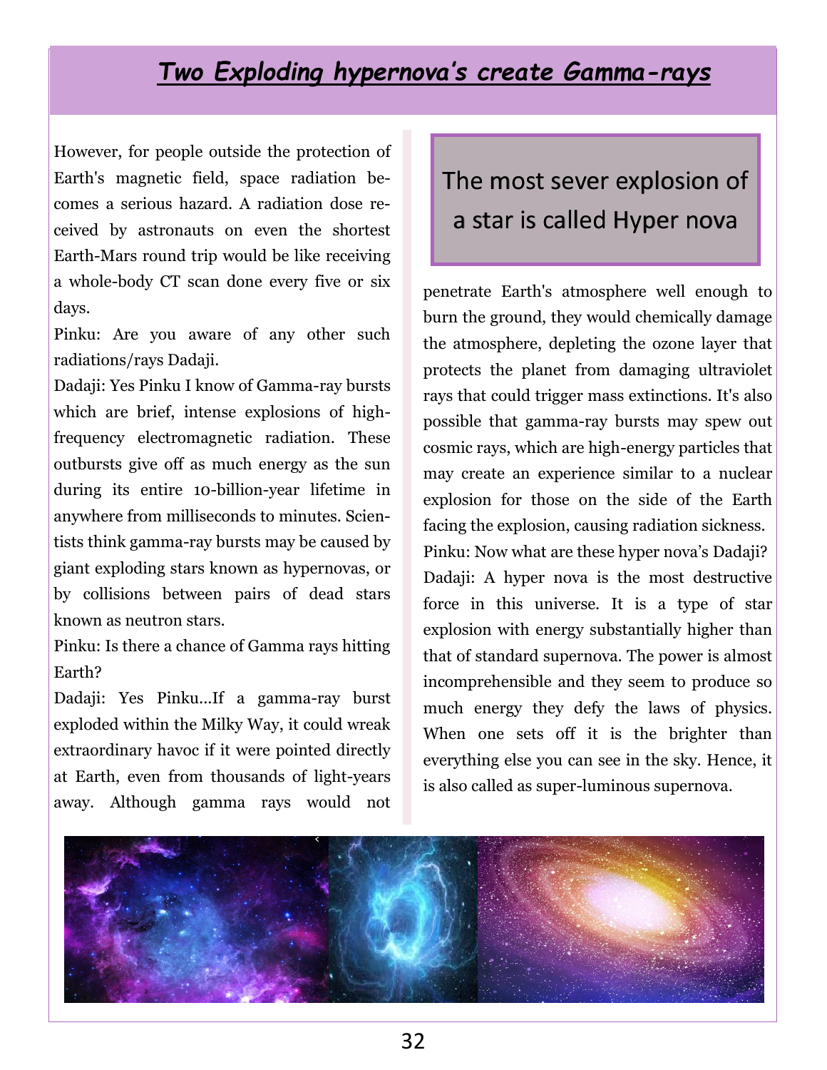## ***Two Exploding hypernova's create Gamma-rays***

However, for people outside the protection of Earth's magnetic field, space radiation becomes a serious hazard. A radiation dose received by astronauts on even the shortest Earth-Mars round trip would be like receiving a whole-body CT scan done every five or six days.

Pinku: Are you aware of any other such radiations/rays Dadaji.

Dadaji: Yes Pinku I know of Gamma-ray bursts which are brief, intense explosions of high-frequency electromagnetic radiation. These outbursts give off as much energy as the sun during its entire 10-billion-year lifetime in anywhere from milliseconds to minutes. Scientists think gamma-ray bursts may be caused by giant exploding stars known as hypernovas, or by collisions between pairs of dead stars known as neutron stars.

Pinku: Is there a chance of Gamma rays hitting Earth?

Dadaji: Yes Pinku...If a gamma-ray burst exploded within the Milky Way, it could wreak extraordinary havoc if it were pointed directly at Earth, even from thousands of light-years away. Although gamma rays would not penetrate Earth's atmosphere well enough to burn the ground, they would chemically damage the atmosphere, depleting the ozone layer that protects the planet from damaging ultraviolet rays that could trigger mass extinctions. It's also possible that gamma-ray bursts may spew out cosmic rays, which are high-energy particles that may create an experience similar to a nuclear explosion for those on the side of the Earth facing the explosion, causing radiation sickness.

> The most sever explosion of a star is called Hyper nova

Pinku: Now what are these hyper nova's Dadaji?

Dadaji: A hyper nova is the most destructive force in this universe. It is a type of star explosion with energy substantially higher than that of standard supernova. The power is almost incomprehensible and they seem to produce so much energy they defy the laws of physics. When one sets off it is the brighter than everything else you can see in the sky. Hence, it is also called as super-luminous supernova.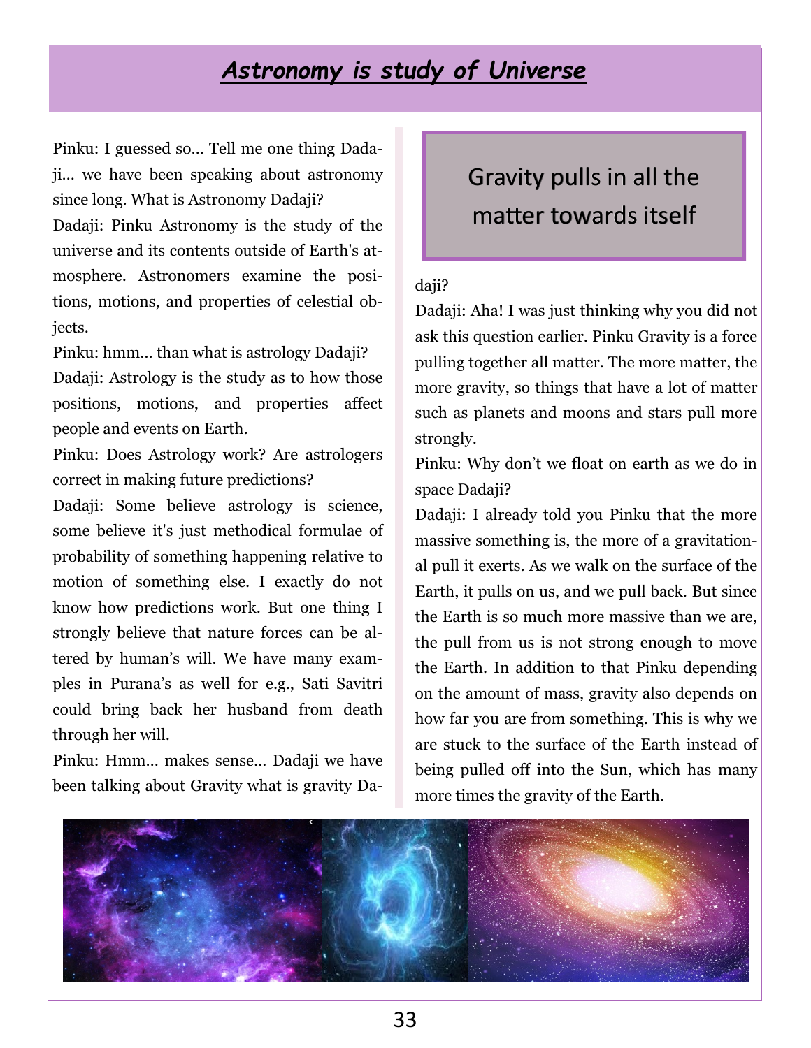# ***Astronomy is study of Universe***

Pinku: I guessed so… Tell me one thing Dadaji… we have been speaking about astronomy since long. What is Astronomy Dadaji?

Dadaji: Pinku Astronomy is the study of the universe and its contents outside of Earth's atmosphere. Astronomers examine the positions, motions, and properties of celestial objects.

Pinku: hmm… than what is astrology Dadaji?

Dadaji: Astrology is the study as to how those positions, motions, and properties affect people and events on Earth.

Pinku: Does Astrology work? Are astrologers correct in making future predictions?

Dadaji: Some believe astrology is science, some believe it's just methodical formulae of probability of something happening relative to motion of something else. I exactly do not know how predictions work. But one thing I strongly believe that nature forces can be altered by human's will. We have many examples in Purana's as well for e.g., Sati Savitri could bring back her husband from death through her will.

Pinku: Hmm… makes sense… Dadaji we have been talking about Gravity what is gravity Dadaji?

> Gravity pulls in all the matter towards itself

Dadaji: Aha! I was just thinking why you did not ask this question earlier. Pinku Gravity is a force pulling together all matter. The more matter, the more gravity, so things that have a lot of matter such as planets and moons and stars pull more strongly.

Pinku: Why don't we float on earth as we do in space Dadaji?

Dadaji: I already told you Pinku that the more massive something is, the more of a gravitational pull it exerts. As we walk on the surface of the Earth, it pulls on us, and we pull back. But since the Earth is so much more massive than we are, the pull from us is not strong enough to move the Earth. In addition to that Pinku depending on the amount of mass, gravity also depends on how far you are from something. This is why we are stuck to the surface of the Earth instead of being pulled off into the Sun, which has many more times the gravity of the Earth.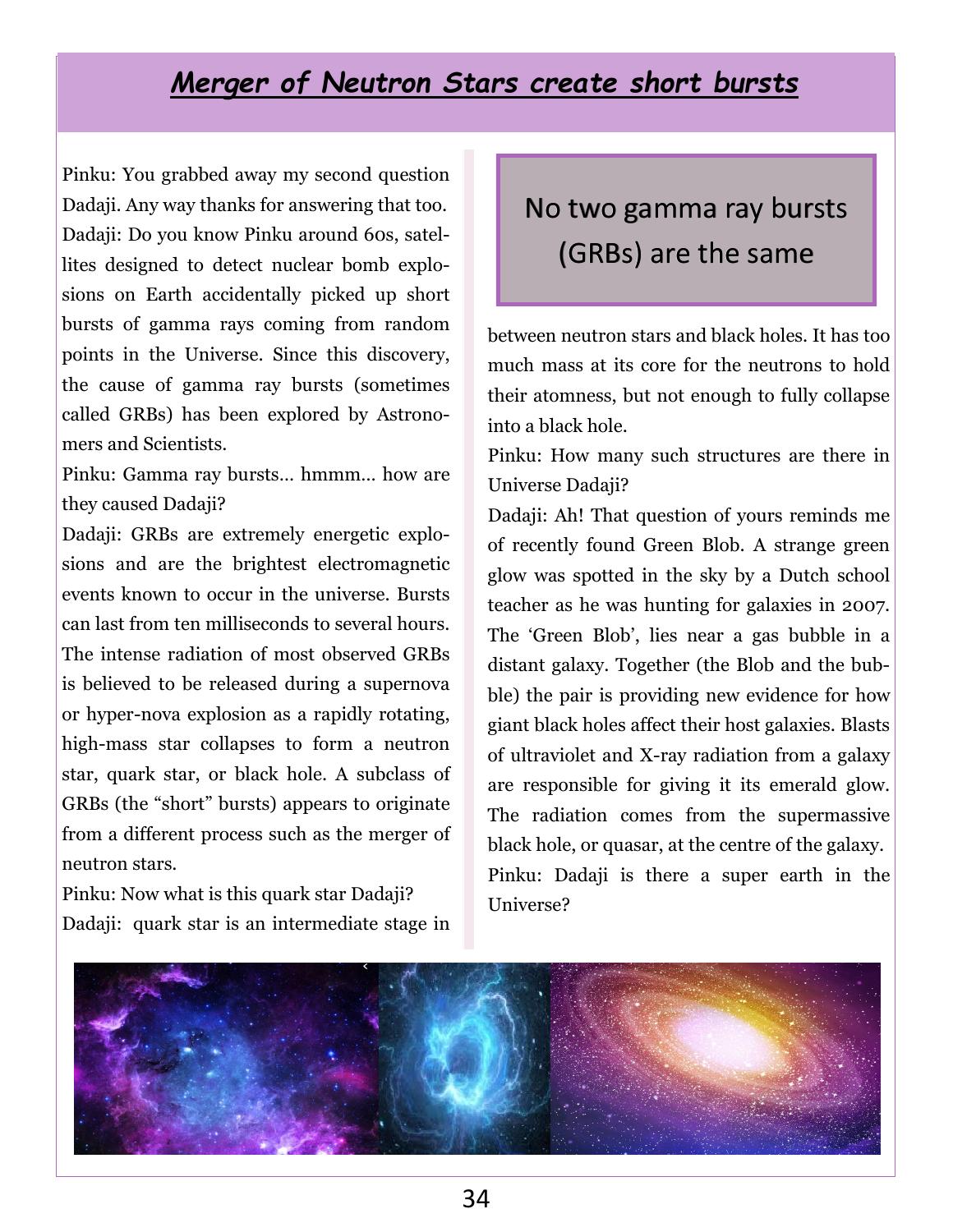## *Merger of Neutron Stars create short bursts*

Pinku: You grabbed away my second question Dadaji. Any way thanks for answering that too.

Dadaji: Do you know Pinku around 60s, satellites designed to detect nuclear bomb explosions on Earth accidentally picked up short bursts of gamma rays coming from random points in the Universe. Since this discovery, the cause of gamma ray bursts (sometimes called GRBs) has been explored by Astronomers and Scientists.

Pinku: Gamma ray bursts… hmmm… how are they caused Dadaji?

Dadaji: GRBs are extremely energetic explosions and are the brightest electromagnetic events known to occur in the universe. Bursts can last from ten milliseconds to several hours. The intense radiation of most observed GRBs is believed to be released during a supernova or hyper-nova explosion as a rapidly rotating, high-mass star collapses to form a neutron star, quark star, or black hole. A subclass of GRBs (the "short" bursts) appears to originate from a different process such as the merger of neutron stars.

Pinku: Now what is this quark star Dadaji?

Dadaji: quark star is an intermediate stage in between neutron stars and black holes. It has too much mass at its core for the neutrons to hold their atomness, but not enough to fully collapse into a black hole.

> No two gamma ray bursts (GRBs) are the same

Pinku: How many such structures are there in Universe Dadaji?

Dadaji: Ah! That question of yours reminds me of recently found Green Blob. A strange green glow was spotted in the sky by a Dutch school teacher as he was hunting for galaxies in 2007. The 'Green Blob', lies near a gas bubble in a distant galaxy. Together (the Blob and the bubble) the pair is providing new evidence for how giant black holes affect their host galaxies. Blasts of ultraviolet and X-ray radiation from a galaxy are responsible for giving it its emerald glow. The radiation comes from the supermassive black hole, or quasar, at the centre of the galaxy.

Pinku: Dadaji is there a super earth in the Universe?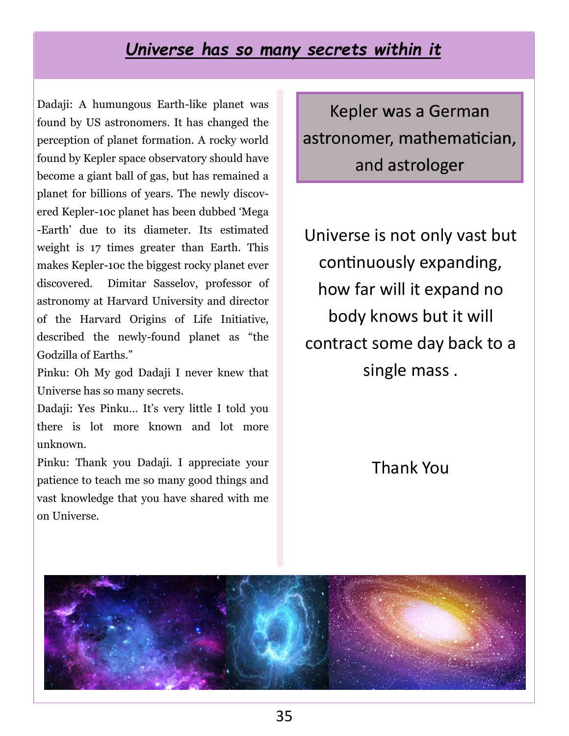# ***Universe has so many secrets within it***

Dadaji: A humungous Earth-like planet was found by US astronomers. It has changed the perception of planet formation. A rocky world found by Kepler space observatory should have become a giant ball of gas, but has remained a planet for billions of years. The newly discovered Kepler-10c planet has been dubbed 'Mega-Earth' due to its diameter. Its estimated weight is 17 times greater than Earth. This makes Kepler-10c the biggest rocky planet ever discovered. Dimitar Sasselov, professor of astronomy at Harvard University and director of the Harvard Origins of Life Initiative, described the newly-found planet as "the Godzilla of Earths."

Pinku: Oh My god Dadaji I never knew that Universe has so many secrets.

Dadaji: Yes Pinku… It's very little I told you there is lot more known and lot more unknown.

Pinku: Thank you Dadaji. I appreciate your patience to teach me so many good things and vast knowledge that you have shared with me on Universe.

Kepler was a German astronomer, mathematician, and astrologer

Universe is not only vast but continuously expanding, how far will it expand no body knows but it will contract some day back to a single mass .

Thank You